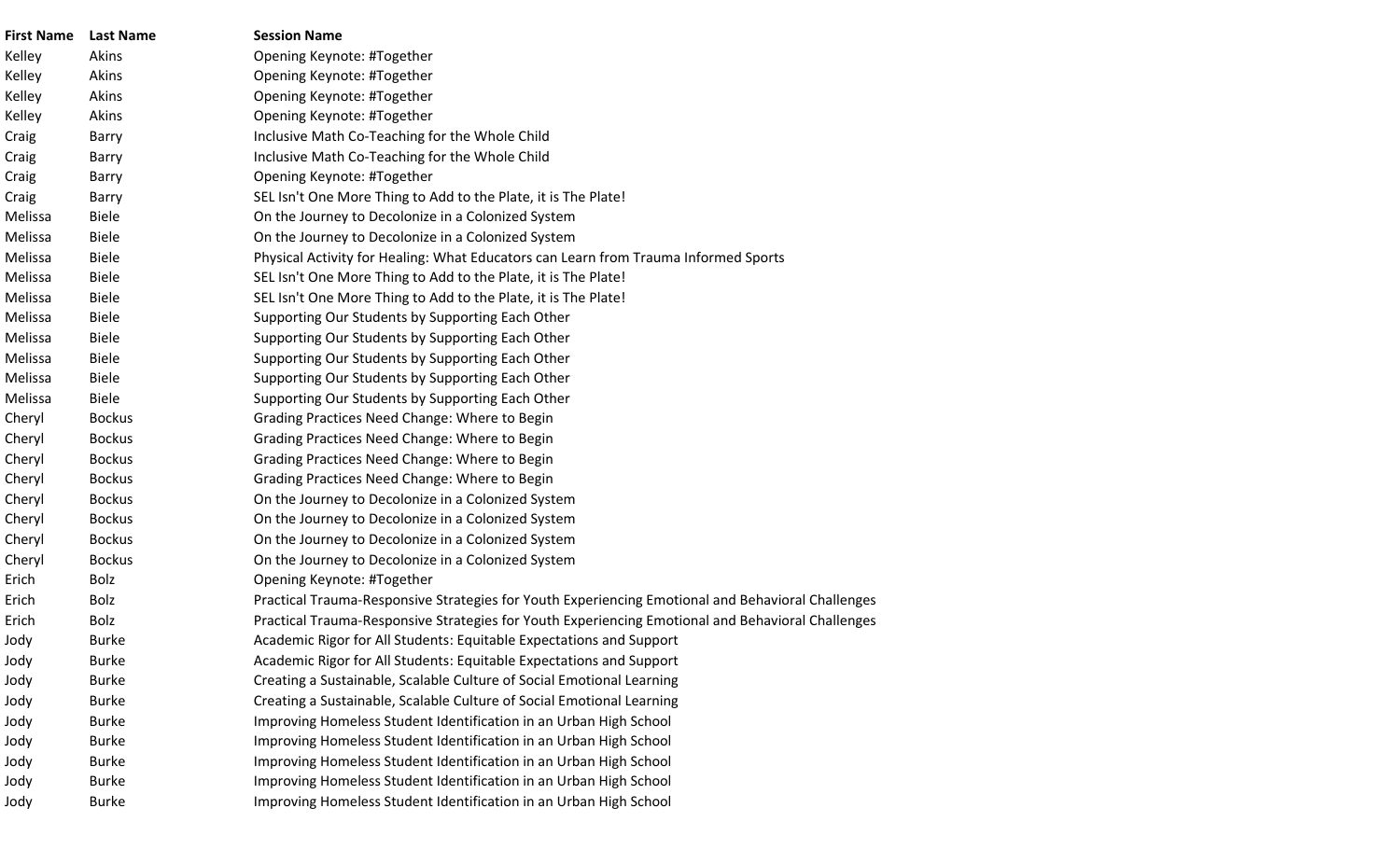| First Name | Last Name | Session Name |
| --- | --- | --- |
| Kelley | Akins | Opening Keynote: #Together |
| Kelley | Akins | Opening Keynote: #Together |
| Kelley | Akins | Opening Keynote: #Together |
| Kelley | Akins | Opening Keynote: #Together |
| Craig | Barry | Inclusive Math Co-Teaching for the Whole Child |
| Craig | Barry | Inclusive Math Co-Teaching for the Whole Child |
| Craig | Barry | Opening Keynote: #Together |
| Craig | Barry | SEL Isn't One More Thing to Add to the Plate, it is The Plate! |
| Melissa | Biele | On the Journey to Decolonize in a Colonized System |
| Melissa | Biele | On the Journey to Decolonize in a Colonized System |
| Melissa | Biele | Physical Activity for Healing: What Educators can Learn from Trauma Informed Sports |
| Melissa | Biele | SEL Isn't One More Thing to Add to the Plate, it is The Plate! |
| Melissa | Biele | SEL Isn't One More Thing to Add to the Plate, it is The Plate! |
| Melissa | Biele | Supporting Our Students by Supporting Each Other |
| Melissa | Biele | Supporting Our Students by Supporting Each Other |
| Melissa | Biele | Supporting Our Students by Supporting Each Other |
| Melissa | Biele | Supporting Our Students by Supporting Each Other |
| Melissa | Biele | Supporting Our Students by Supporting Each Other |
| Cheryl | Bockus | Grading Practices Need Change: Where to Begin |
| Cheryl | Bockus | Grading Practices Need Change: Where to Begin |
| Cheryl | Bockus | Grading Practices Need Change: Where to Begin |
| Cheryl | Bockus | Grading Practices Need Change: Where to Begin |
| Cheryl | Bockus | On the Journey to Decolonize in a Colonized System |
| Cheryl | Bockus | On the Journey to Decolonize in a Colonized System |
| Cheryl | Bockus | On the Journey to Decolonize in a Colonized System |
| Cheryl | Bockus | On the Journey to Decolonize in a Colonized System |
| Erich | Bolz | Opening Keynote: #Together |
| Erich | Bolz | Practical Trauma-Responsive Strategies for Youth Experiencing Emotional and Behavioral Challenges |
| Erich | Bolz | Practical Trauma-Responsive Strategies for Youth Experiencing Emotional and Behavioral Challenges |
| Jody | Burke | Academic Rigor for All Students: Equitable Expectations and Support |
| Jody | Burke | Academic Rigor for All Students: Equitable Expectations and Support |
| Jody | Burke | Creating a Sustainable, Scalable Culture of Social Emotional Learning |
| Jody | Burke | Creating a Sustainable, Scalable Culture of Social Emotional Learning |
| Jody | Burke | Improving Homeless Student Identification in an Urban High School |
| Jody | Burke | Improving Homeless Student Identification in an Urban High School |
| Jody | Burke | Improving Homeless Student Identification in an Urban High School |
| Jody | Burke | Improving Homeless Student Identification in an Urban High School |
| Jody | Burke | Improving Homeless Student Identification in an Urban High School |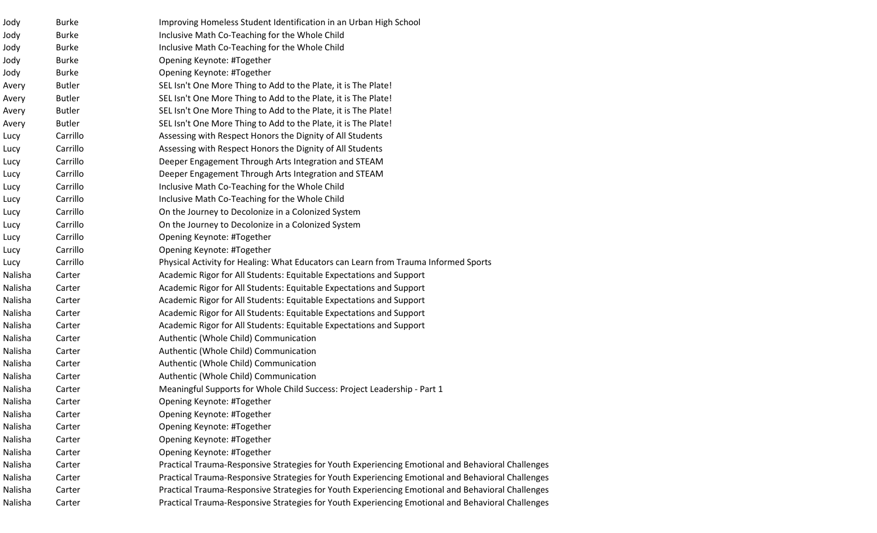| | | |
|---|---|---|
| Jody | Burke | Improving Homeless Student Identification in an Urban High School |
| Jody | Burke | Inclusive Math Co-Teaching for the Whole Child |
| Jody | Burke | Inclusive Math Co-Teaching for the Whole Child |
| Jody | Burke | Opening Keynote: #Together |
| Jody | Burke | Opening Keynote: #Together |
| Avery | Butler | SEL Isn't One More Thing to Add to the Plate, it is The Plate! |
| Avery | Butler | SEL Isn't One More Thing to Add to the Plate, it is The Plate! |
| Avery | Butler | SEL Isn't One More Thing to Add to the Plate, it is The Plate! |
| Avery | Butler | SEL Isn't One More Thing to Add to the Plate, it is The Plate! |
| Lucy | Carrillo | Assessing with Respect Honors the Dignity of All Students |
| Lucy | Carrillo | Assessing with Respect Honors the Dignity of All Students |
| Lucy | Carrillo | Deeper Engagement Through Arts Integration and STEAM |
| Lucy | Carrillo | Deeper Engagement Through Arts Integration and STEAM |
| Lucy | Carrillo | Inclusive Math Co-Teaching for the Whole Child |
| Lucy | Carrillo | Inclusive Math Co-Teaching for the Whole Child |
| Lucy | Carrillo | On the Journey to Decolonize in a Colonized System |
| Lucy | Carrillo | On the Journey to Decolonize in a Colonized System |
| Lucy | Carrillo | Opening Keynote: #Together |
| Lucy | Carrillo | Opening Keynote: #Together |
| Lucy | Carrillo | Physical Activity for Healing: What Educators can Learn from Trauma Informed Sports |
| Nalisha | Carter | Academic Rigor for All Students: Equitable Expectations and Support |
| Nalisha | Carter | Academic Rigor for All Students: Equitable Expectations and Support |
| Nalisha | Carter | Academic Rigor for All Students: Equitable Expectations and Support |
| Nalisha | Carter | Academic Rigor for All Students: Equitable Expectations and Support |
| Nalisha | Carter | Academic Rigor for All Students: Equitable Expectations and Support |
| Nalisha | Carter | Authentic (Whole Child) Communication |
| Nalisha | Carter | Authentic (Whole Child) Communication |
| Nalisha | Carter | Authentic (Whole Child) Communication |
| Nalisha | Carter | Authentic (Whole Child) Communication |
| Nalisha | Carter | Meaningful Supports for Whole Child Success: Project Leadership - Part 1 |
| Nalisha | Carter | Opening Keynote: #Together |
| Nalisha | Carter | Opening Keynote: #Together |
| Nalisha | Carter | Opening Keynote: #Together |
| Nalisha | Carter | Opening Keynote: #Together |
| Nalisha | Carter | Opening Keynote: #Together |
| Nalisha | Carter | Practical Trauma-Responsive Strategies for Youth Experiencing Emotional and Behavioral Challenges |
| Nalisha | Carter | Practical Trauma-Responsive Strategies for Youth Experiencing Emotional and Behavioral Challenges |
| Nalisha | Carter | Practical Trauma-Responsive Strategies for Youth Experiencing Emotional and Behavioral Challenges |
| Nalisha | Carter | Practical Trauma-Responsive Strategies for Youth Experiencing Emotional and Behavioral Challenges |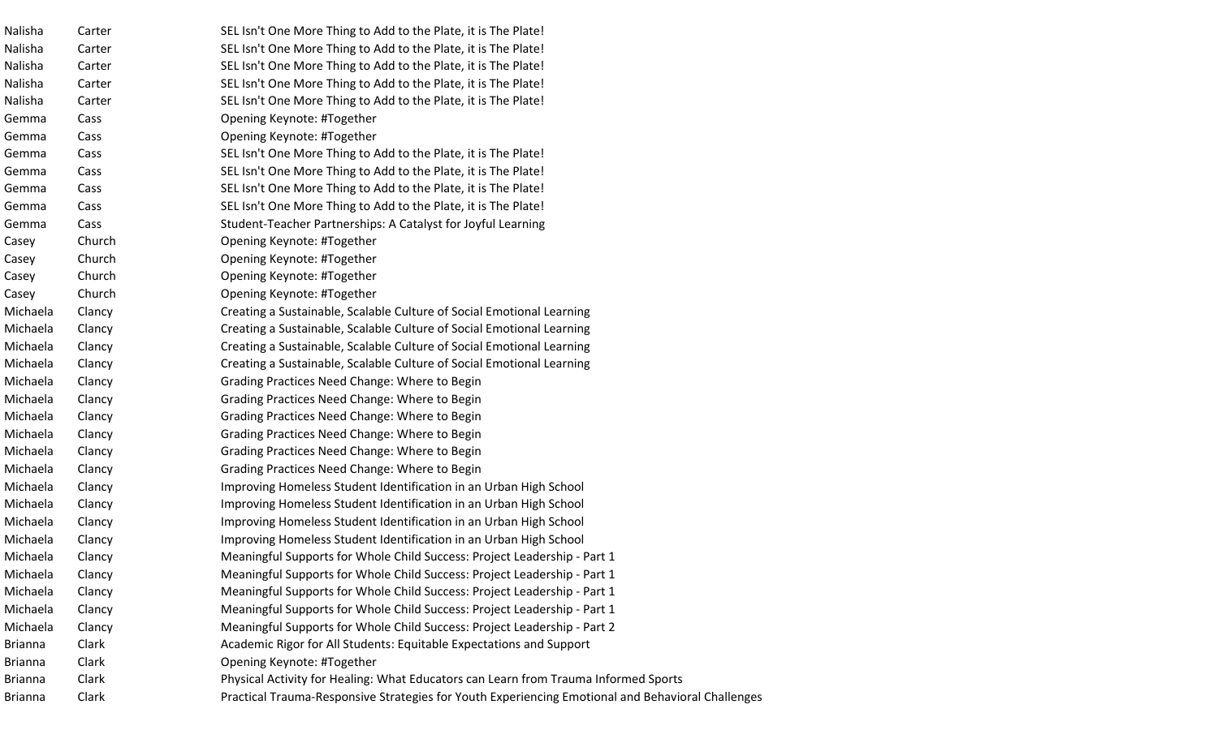| | | |
|---|---|---|
| Nalisha | Carter | SEL Isn't One More Thing to Add to the Plate, it is The Plate! |
| Nalisha | Carter | SEL Isn't One More Thing to Add to the Plate, it is The Plate! |
| Nalisha | Carter | SEL Isn't One More Thing to Add to the Plate, it is The Plate! |
| Nalisha | Carter | SEL Isn't One More Thing to Add to the Plate, it is The Plate! |
| Nalisha | Carter | SEL Isn't One More Thing to Add to the Plate, it is The Plate! |
| Gemma | Cass | Opening Keynote: #Together |
| Gemma | Cass | Opening Keynote: #Together |
| Gemma | Cass | SEL Isn't One More Thing to Add to the Plate, it is The Plate! |
| Gemma | Cass | SEL Isn't One More Thing to Add to the Plate, it is The Plate! |
| Gemma | Cass | SEL Isn't One More Thing to Add to the Plate, it is The Plate! |
| Gemma | Cass | SEL Isn't One More Thing to Add to the Plate, it is The Plate! |
| Gemma | Cass | Student-Teacher Partnerships: A Catalyst for Joyful Learning |
| Casey | Church | Opening Keynote: #Together |
| Casey | Church | Opening Keynote: #Together |
| Casey | Church | Opening Keynote: #Together |
| Casey | Church | Opening Keynote: #Together |
| Michaela | Clancy | Creating a Sustainable, Scalable Culture of Social Emotional Learning |
| Michaela | Clancy | Creating a Sustainable, Scalable Culture of Social Emotional Learning |
| Michaela | Clancy | Creating a Sustainable, Scalable Culture of Social Emotional Learning |
| Michaela | Clancy | Creating a Sustainable, Scalable Culture of Social Emotional Learning |
| Michaela | Clancy | Grading Practices Need Change: Where to Begin |
| Michaela | Clancy | Grading Practices Need Change: Where to Begin |
| Michaela | Clancy | Grading Practices Need Change: Where to Begin |
| Michaela | Clancy | Grading Practices Need Change: Where to Begin |
| Michaela | Clancy | Grading Practices Need Change: Where to Begin |
| Michaela | Clancy | Grading Practices Need Change: Where to Begin |
| Michaela | Clancy | Improving Homeless Student Identification in an Urban High School |
| Michaela | Clancy | Improving Homeless Student Identification in an Urban High School |
| Michaela | Clancy | Improving Homeless Student Identification in an Urban High School |
| Michaela | Clancy | Improving Homeless Student Identification in an Urban High School |
| Michaela | Clancy | Meaningful Supports for Whole Child Success: Project Leadership - Part 1 |
| Michaela | Clancy | Meaningful Supports for Whole Child Success: Project Leadership - Part 1 |
| Michaela | Clancy | Meaningful Supports for Whole Child Success: Project Leadership - Part 1 |
| Michaela | Clancy | Meaningful Supports for Whole Child Success: Project Leadership - Part 1 |
| Michaela | Clancy | Meaningful Supports for Whole Child Success: Project Leadership - Part 2 |
| Brianna | Clark | Academic Rigor for All Students: Equitable Expectations and Support |
| Brianna | Clark | Opening Keynote: #Together |
| Brianna | Clark | Physical Activity for Healing: What Educators can Learn from Trauma Informed Sports |
| Brianna | Clark | Practical Trauma-Responsive Strategies for Youth Experiencing Emotional and Behavioral Challenges |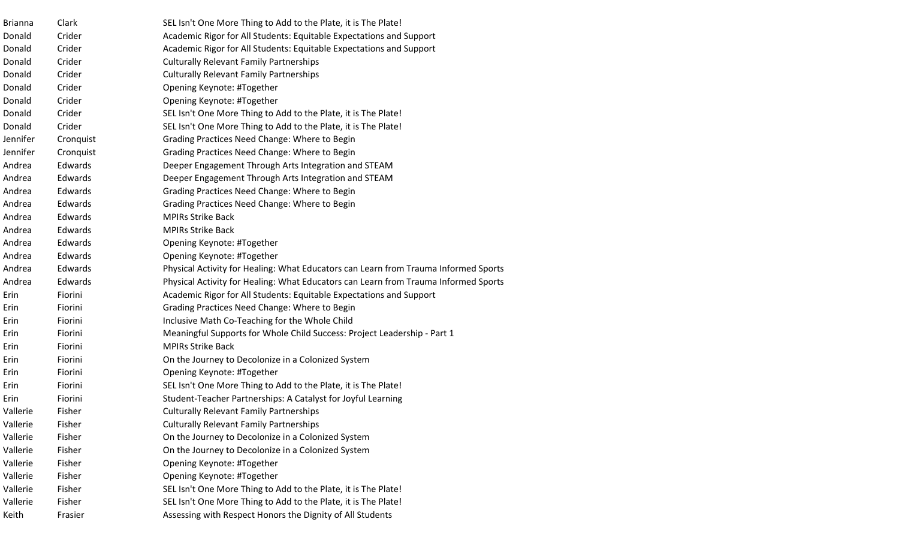| | | |
|---|---|---|
| Brianna | Clark | SEL Isn't One More Thing to Add to the Plate, it is The Plate! |
| Donald | Crider | Academic Rigor for All Students: Equitable Expectations and Support |
| Donald | Crider | Academic Rigor for All Students: Equitable Expectations and Support |
| Donald | Crider | Culturally Relevant Family Partnerships |
| Donald | Crider | Culturally Relevant Family Partnerships |
| Donald | Crider | Opening Keynote: #Together |
| Donald | Crider | Opening Keynote: #Together |
| Donald | Crider | SEL Isn't One More Thing to Add to the Plate, it is The Plate! |
| Donald | Crider | SEL Isn't One More Thing to Add to the Plate, it is The Plate! |
| Jennifer | Cronquist | Grading Practices Need Change: Where to Begin |
| Jennifer | Cronquist | Grading Practices Need Change: Where to Begin |
| Andrea | Edwards | Deeper Engagement Through Arts Integration and STEAM |
| Andrea | Edwards | Deeper Engagement Through Arts Integration and STEAM |
| Andrea | Edwards | Grading Practices Need Change: Where to Begin |
| Andrea | Edwards | Grading Practices Need Change: Where to Begin |
| Andrea | Edwards | MPIRs Strike Back |
| Andrea | Edwards | MPIRs Strike Back |
| Andrea | Edwards | Opening Keynote: #Together |
| Andrea | Edwards | Opening Keynote: #Together |
| Andrea | Edwards | Physical Activity for Healing: What Educators can Learn from Trauma Informed Sports |
| Andrea | Edwards | Physical Activity for Healing: What Educators can Learn from Trauma Informed Sports |
| Erin | Fiorini | Academic Rigor for All Students: Equitable Expectations and Support |
| Erin | Fiorini | Grading Practices Need Change: Where to Begin |
| Erin | Fiorini | Inclusive Math Co-Teaching for the Whole Child |
| Erin | Fiorini | Meaningful Supports for Whole Child Success: Project Leadership - Part 1 |
| Erin | Fiorini | MPIRs Strike Back |
| Erin | Fiorini | On the Journey to Decolonize in a Colonized System |
| Erin | Fiorini | Opening Keynote: #Together |
| Erin | Fiorini | SEL Isn't One More Thing to Add to the Plate, it is The Plate! |
| Erin | Fiorini | Student-Teacher Partnerships: A Catalyst for Joyful Learning |
| Vallerie | Fisher | Culturally Relevant Family Partnerships |
| Vallerie | Fisher | Culturally Relevant Family Partnerships |
| Vallerie | Fisher | On the Journey to Decolonize in a Colonized System |
| Vallerie | Fisher | On the Journey to Decolonize in a Colonized System |
| Vallerie | Fisher | Opening Keynote: #Together |
| Vallerie | Fisher | Opening Keynote: #Together |
| Vallerie | Fisher | SEL Isn't One More Thing to Add to the Plate, it is The Plate! |
| Vallerie | Fisher | SEL Isn't One More Thing to Add to the Plate, it is The Plate! |
| Keith | Frasier | Assessing with Respect Honors the Dignity of All Students |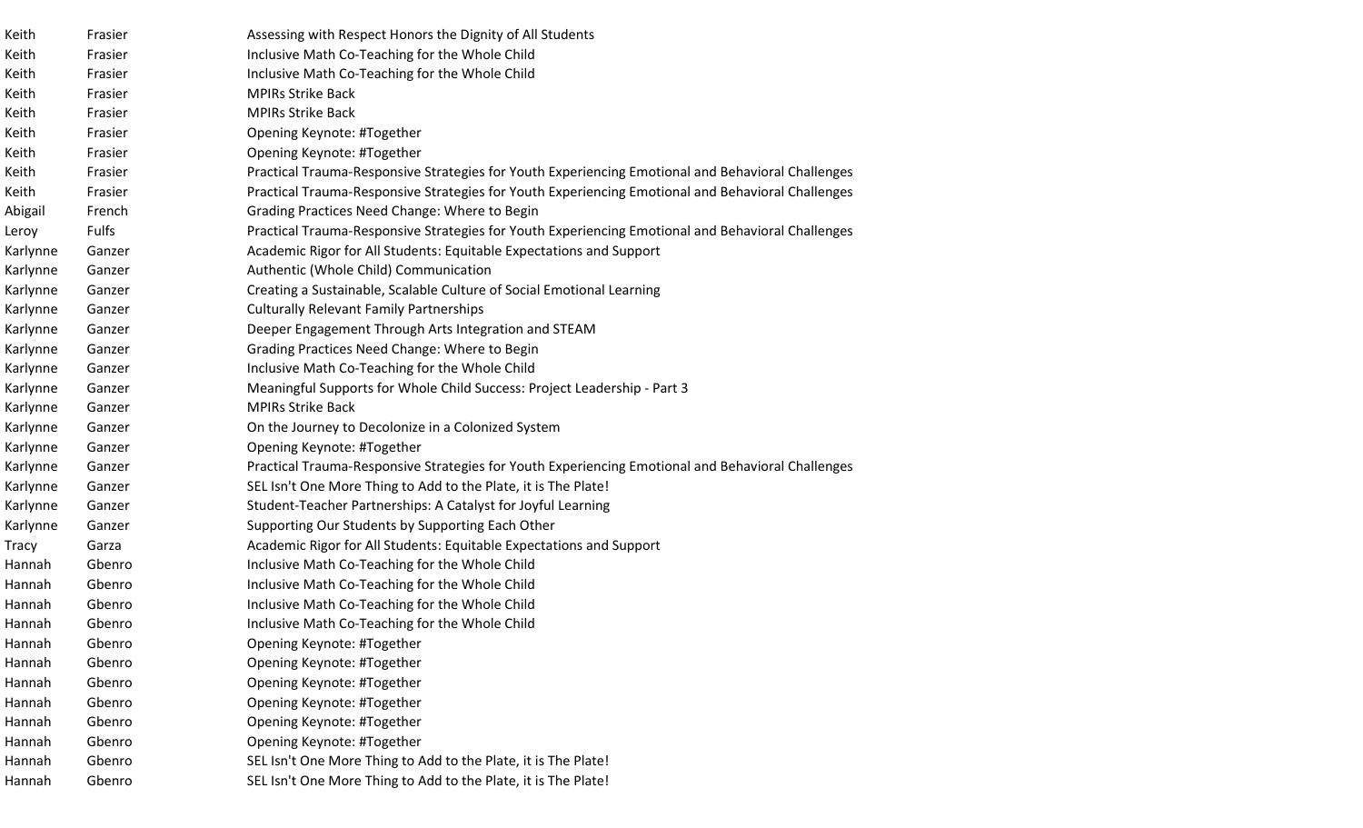| | | |
|---|---|---|
| Keith | Frasier | Assessing with Respect Honors the Dignity of All Students |
| Keith | Frasier | Inclusive Math Co-Teaching for the Whole Child |
| Keith | Frasier | Inclusive Math Co-Teaching for the Whole Child |
| Keith | Frasier | MPIRs Strike Back |
| Keith | Frasier | MPIRs Strike Back |
| Keith | Frasier | Opening Keynote: #Together |
| Keith | Frasier | Opening Keynote: #Together |
| Keith | Frasier | Practical Trauma-Responsive Strategies for Youth Experiencing Emotional and Behavioral Challenges |
| Keith | Frasier | Practical Trauma-Responsive Strategies for Youth Experiencing Emotional and Behavioral Challenges |
| Abigail | French | Grading Practices Need Change: Where to Begin |
| Leroy | Fulfs | Practical Trauma-Responsive Strategies for Youth Experiencing Emotional and Behavioral Challenges |
| Karlynne | Ganzer | Academic Rigor for All Students: Equitable Expectations and Support |
| Karlynne | Ganzer | Authentic (Whole Child) Communication |
| Karlynne | Ganzer | Creating a Sustainable, Scalable Culture of Social Emotional Learning |
| Karlynne | Ganzer | Culturally Relevant Family Partnerships |
| Karlynne | Ganzer | Deeper Engagement Through Arts Integration and STEAM |
| Karlynne | Ganzer | Grading Practices Need Change: Where to Begin |
| Karlynne | Ganzer | Inclusive Math Co-Teaching for the Whole Child |
| Karlynne | Ganzer | Meaningful Supports for Whole Child Success: Project Leadership - Part 3 |
| Karlynne | Ganzer | MPIRs Strike Back |
| Karlynne | Ganzer | On the Journey to Decolonize in a Colonized System |
| Karlynne | Ganzer | Opening Keynote: #Together |
| Karlynne | Ganzer | Practical Trauma-Responsive Strategies for Youth Experiencing Emotional and Behavioral Challenges |
| Karlynne | Ganzer | SEL Isn't One More Thing to Add to the Plate, it is The Plate! |
| Karlynne | Ganzer | Student-Teacher Partnerships: A Catalyst for Joyful Learning |
| Karlynne | Ganzer | Supporting Our Students by Supporting Each Other |
| Tracy | Garza | Academic Rigor for All Students: Equitable Expectations and Support |
| Hannah | Gbenro | Inclusive Math Co-Teaching for the Whole Child |
| Hannah | Gbenro | Inclusive Math Co-Teaching for the Whole Child |
| Hannah | Gbenro | Inclusive Math Co-Teaching for the Whole Child |
| Hannah | Gbenro | Inclusive Math Co-Teaching for the Whole Child |
| Hannah | Gbenro | Opening Keynote: #Together |
| Hannah | Gbenro | Opening Keynote: #Together |
| Hannah | Gbenro | Opening Keynote: #Together |
| Hannah | Gbenro | Opening Keynote: #Together |
| Hannah | Gbenro | Opening Keynote: #Together |
| Hannah | Gbenro | Opening Keynote: #Together |
| Hannah | Gbenro | SEL Isn't One More Thing to Add to the Plate, it is The Plate! |
| Hannah | Gbenro | SEL Isn't One More Thing to Add to the Plate, it is The Plate! |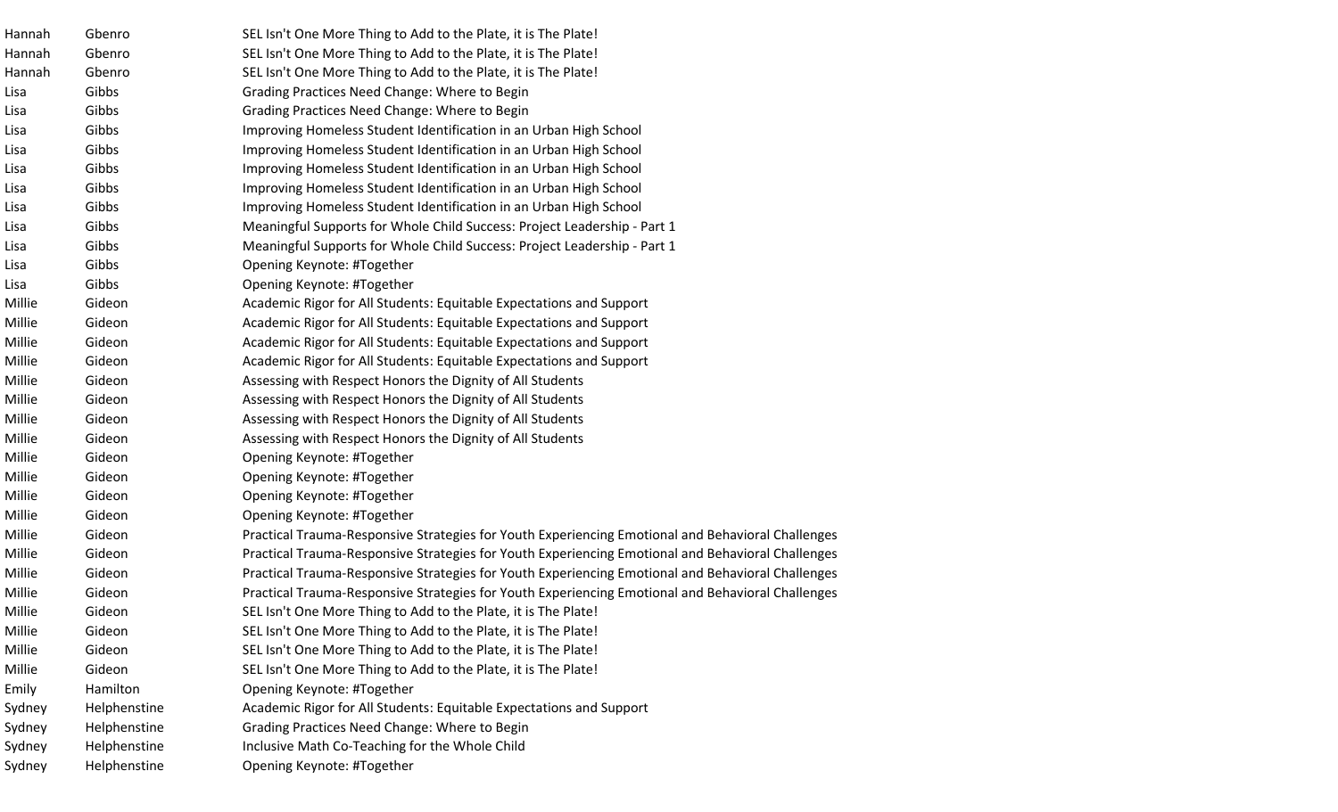| | | |
|---|---|---|
| Hannah | Gbenro | SEL Isn't One More Thing to Add to the Plate, it is The Plate! |
| Hannah | Gbenro | SEL Isn't One More Thing to Add to the Plate, it is The Plate! |
| Hannah | Gbenro | SEL Isn't One More Thing to Add to the Plate, it is The Plate! |
| Lisa | Gibbs | Grading Practices Need Change: Where to Begin |
| Lisa | Gibbs | Grading Practices Need Change: Where to Begin |
| Lisa | Gibbs | Improving Homeless Student Identification in an Urban High School |
| Lisa | Gibbs | Improving Homeless Student Identification in an Urban High School |
| Lisa | Gibbs | Improving Homeless Student Identification in an Urban High School |
| Lisa | Gibbs | Improving Homeless Student Identification in an Urban High School |
| Lisa | Gibbs | Improving Homeless Student Identification in an Urban High School |
| Lisa | Gibbs | Meaningful Supports for Whole Child Success: Project Leadership - Part 1 |
| Lisa | Gibbs | Meaningful Supports for Whole Child Success: Project Leadership - Part 1 |
| Lisa | Gibbs | Opening Keynote: #Together |
| Lisa | Gibbs | Opening Keynote: #Together |
| Millie | Gideon | Academic Rigor for All Students: Equitable Expectations and Support |
| Millie | Gideon | Academic Rigor for All Students: Equitable Expectations and Support |
| Millie | Gideon | Academic Rigor for All Students: Equitable Expectations and Support |
| Millie | Gideon | Academic Rigor for All Students: Equitable Expectations and Support |
| Millie | Gideon | Assessing with Respect Honors the Dignity of All Students |
| Millie | Gideon | Assessing with Respect Honors the Dignity of All Students |
| Millie | Gideon | Assessing with Respect Honors the Dignity of All Students |
| Millie | Gideon | Assessing with Respect Honors the Dignity of All Students |
| Millie | Gideon | Opening Keynote: #Together |
| Millie | Gideon | Opening Keynote: #Together |
| Millie | Gideon | Opening Keynote: #Together |
| Millie | Gideon | Opening Keynote: #Together |
| Millie | Gideon | Practical Trauma-Responsive Strategies for Youth Experiencing Emotional and Behavioral Challenges |
| Millie | Gideon | Practical Trauma-Responsive Strategies for Youth Experiencing Emotional and Behavioral Challenges |
| Millie | Gideon | Practical Trauma-Responsive Strategies for Youth Experiencing Emotional and Behavioral Challenges |
| Millie | Gideon | Practical Trauma-Responsive Strategies for Youth Experiencing Emotional and Behavioral Challenges |
| Millie | Gideon | SEL Isn't One More Thing to Add to the Plate, it is The Plate! |
| Millie | Gideon | SEL Isn't One More Thing to Add to the Plate, it is The Plate! |
| Millie | Gideon | SEL Isn't One More Thing to Add to the Plate, it is The Plate! |
| Millie | Gideon | SEL Isn't One More Thing to Add to the Plate, it is The Plate! |
| Emily | Hamilton | Opening Keynote: #Together |
| Sydney | Helphenstine | Academic Rigor for All Students: Equitable Expectations and Support |
| Sydney | Helphenstine | Grading Practices Need Change: Where to Begin |
| Sydney | Helphenstine | Inclusive Math Co-Teaching for the Whole Child |
| Sydney | Helphenstine | Opening Keynote: #Together |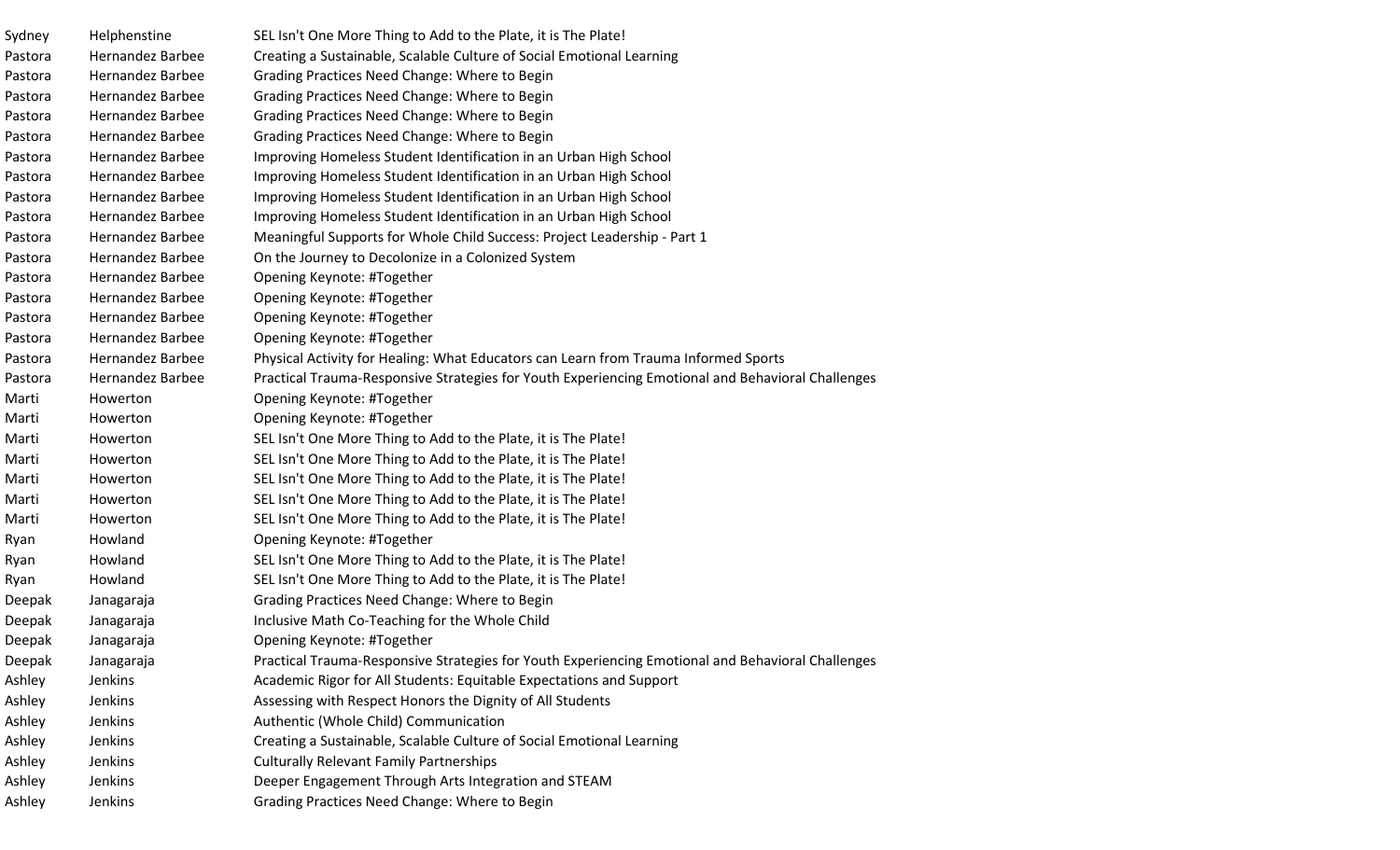| | | |
|---|---|---|
| Sydney | Helphenstine | SEL Isn't One More Thing to Add to the Plate, it is The Plate! |
| Pastora | Hernandez Barbee | Creating a Sustainable, Scalable Culture of Social Emotional Learning |
| Pastora | Hernandez Barbee | Grading Practices Need Change: Where to Begin |
| Pastora | Hernandez Barbee | Grading Practices Need Change: Where to Begin |
| Pastora | Hernandez Barbee | Grading Practices Need Change: Where to Begin |
| Pastora | Hernandez Barbee | Grading Practices Need Change: Where to Begin |
| Pastora | Hernandez Barbee | Improving Homeless Student Identification in an Urban High School |
| Pastora | Hernandez Barbee | Improving Homeless Student Identification in an Urban High School |
| Pastora | Hernandez Barbee | Improving Homeless Student Identification in an Urban High School |
| Pastora | Hernandez Barbee | Improving Homeless Student Identification in an Urban High School |
| Pastora | Hernandez Barbee | Meaningful Supports for Whole Child Success: Project Leadership - Part 1 |
| Pastora | Hernandez Barbee | On the Journey to Decolonize in a Colonized System |
| Pastora | Hernandez Barbee | Opening Keynote: #Together |
| Pastora | Hernandez Barbee | Opening Keynote: #Together |
| Pastora | Hernandez Barbee | Opening Keynote: #Together |
| Pastora | Hernandez Barbee | Opening Keynote: #Together |
| Pastora | Hernandez Barbee | Physical Activity for Healing: What Educators can Learn from Trauma Informed Sports |
| Pastora | Hernandez Barbee | Practical Trauma-Responsive Strategies for Youth Experiencing Emotional and Behavioral Challenges |
| Marti | Howerton | Opening Keynote: #Together |
| Marti | Howerton | Opening Keynote: #Together |
| Marti | Howerton | SEL Isn't One More Thing to Add to the Plate, it is The Plate! |
| Marti | Howerton | SEL Isn't One More Thing to Add to the Plate, it is The Plate! |
| Marti | Howerton | SEL Isn't One More Thing to Add to the Plate, it is The Plate! |
| Marti | Howerton | SEL Isn't One More Thing to Add to the Plate, it is The Plate! |
| Marti | Howerton | SEL Isn't One More Thing to Add to the Plate, it is The Plate! |
| Ryan | Howland | Opening Keynote: #Together |
| Ryan | Howland | SEL Isn't One More Thing to Add to the Plate, it is The Plate! |
| Ryan | Howland | SEL Isn't One More Thing to Add to the Plate, it is The Plate! |
| Deepak | Janagaraja | Grading Practices Need Change: Where to Begin |
| Deepak | Janagaraja | Inclusive Math Co-Teaching for the Whole Child |
| Deepak | Janagaraja | Opening Keynote: #Together |
| Deepak | Janagaraja | Practical Trauma-Responsive Strategies for Youth Experiencing Emotional and Behavioral Challenges |
| Ashley | Jenkins | Academic Rigor for All Students: Equitable Expectations and Support |
| Ashley | Jenkins | Assessing with Respect Honors the Dignity of All Students |
| Ashley | Jenkins | Authentic (Whole Child) Communication |
| Ashley | Jenkins | Creating a Sustainable, Scalable Culture of Social Emotional Learning |
| Ashley | Jenkins | Culturally Relevant Family Partnerships |
| Ashley | Jenkins | Deeper Engagement Through Arts Integration and STEAM |
| Ashley | Jenkins | Grading Practices Need Change: Where to Begin |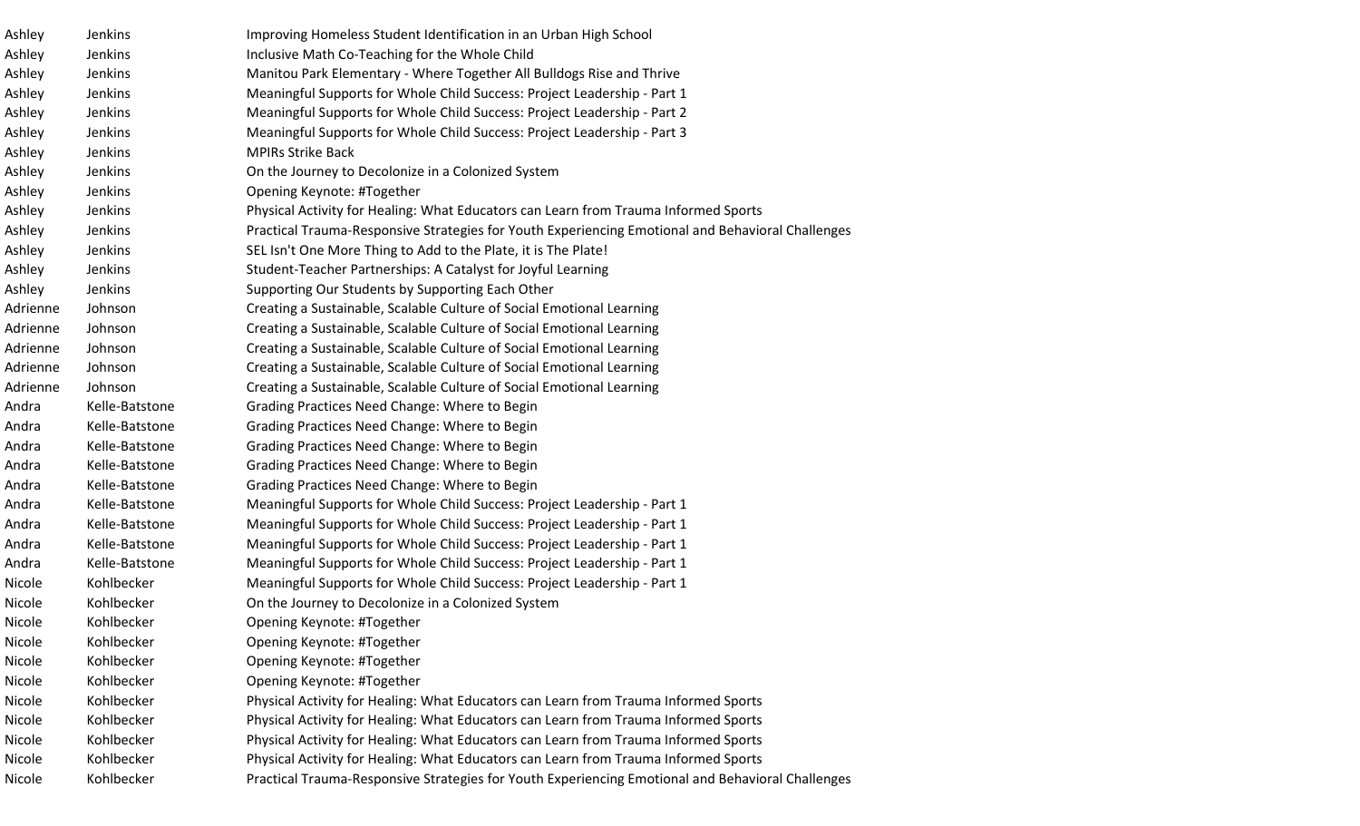| | | |
|---|---|---|
| Ashley | Jenkins | Improving Homeless Student Identification in an Urban High School |
| Ashley | Jenkins | Inclusive Math Co-Teaching for the Whole Child |
| Ashley | Jenkins | Manitou Park Elementary - Where Together All Bulldogs Rise and Thrive |
| Ashley | Jenkins | Meaningful Supports for Whole Child Success: Project Leadership - Part 1 |
| Ashley | Jenkins | Meaningful Supports for Whole Child Success: Project Leadership - Part 2 |
| Ashley | Jenkins | Meaningful Supports for Whole Child Success: Project Leadership - Part 3 |
| Ashley | Jenkins | MPIRs Strike Back |
| Ashley | Jenkins | On the Journey to Decolonize in a Colonized System |
| Ashley | Jenkins | Opening Keynote: #Together |
| Ashley | Jenkins | Physical Activity for Healing: What Educators can Learn from Trauma Informed Sports |
| Ashley | Jenkins | Practical Trauma-Responsive Strategies for Youth Experiencing Emotional and Behavioral Challenges |
| Ashley | Jenkins | SEL Isn't One More Thing to Add to the Plate, it is The Plate! |
| Ashley | Jenkins | Student-Teacher Partnerships: A Catalyst for Joyful Learning |
| Ashley | Jenkins | Supporting Our Students by Supporting Each Other |
| Adrienne | Johnson | Creating a Sustainable, Scalable Culture of Social Emotional Learning |
| Adrienne | Johnson | Creating a Sustainable, Scalable Culture of Social Emotional Learning |
| Adrienne | Johnson | Creating a Sustainable, Scalable Culture of Social Emotional Learning |
| Adrienne | Johnson | Creating a Sustainable, Scalable Culture of Social Emotional Learning |
| Adrienne | Johnson | Creating a Sustainable, Scalable Culture of Social Emotional Learning |
| Andra | Kelle-Batstone | Grading Practices Need Change: Where to Begin |
| Andra | Kelle-Batstone | Grading Practices Need Change: Where to Begin |
| Andra | Kelle-Batstone | Grading Practices Need Change: Where to Begin |
| Andra | Kelle-Batstone | Grading Practices Need Change: Where to Begin |
| Andra | Kelle-Batstone | Grading Practices Need Change: Where to Begin |
| Andra | Kelle-Batstone | Meaningful Supports for Whole Child Success: Project Leadership - Part 1 |
| Andra | Kelle-Batstone | Meaningful Supports for Whole Child Success: Project Leadership - Part 1 |
| Andra | Kelle-Batstone | Meaningful Supports for Whole Child Success: Project Leadership - Part 1 |
| Andra | Kelle-Batstone | Meaningful Supports for Whole Child Success: Project Leadership - Part 1 |
| Nicole | Kohlbecker | Meaningful Supports for Whole Child Success: Project Leadership - Part 1 |
| Nicole | Kohlbecker | On the Journey to Decolonize in a Colonized System |
| Nicole | Kohlbecker | Opening Keynote: #Together |
| Nicole | Kohlbecker | Opening Keynote: #Together |
| Nicole | Kohlbecker | Opening Keynote: #Together |
| Nicole | Kohlbecker | Opening Keynote: #Together |
| Nicole | Kohlbecker | Physical Activity for Healing: What Educators can Learn from Trauma Informed Sports |
| Nicole | Kohlbecker | Physical Activity for Healing: What Educators can Learn from Trauma Informed Sports |
| Nicole | Kohlbecker | Physical Activity for Healing: What Educators can Learn from Trauma Informed Sports |
| Nicole | Kohlbecker | Physical Activity for Healing: What Educators can Learn from Trauma Informed Sports |
| Nicole | Kohlbecker | Practical Trauma-Responsive Strategies for Youth Experiencing Emotional and Behavioral Challenges |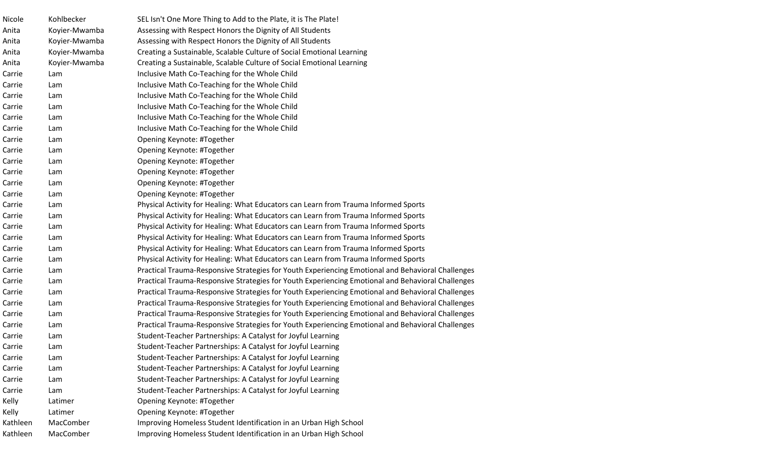| | | |
|---|---|---|
| Nicole | Kohlbecker | SEL Isn't One More Thing to Add to the Plate, it is The Plate! |
| Anita | Koyier-Mwamba | Assessing with Respect Honors the Dignity of All Students |
| Anita | Koyier-Mwamba | Assessing with Respect Honors the Dignity of All Students |
| Anita | Koyier-Mwamba | Creating a Sustainable, Scalable Culture of Social Emotional Learning |
| Anita | Koyier-Mwamba | Creating a Sustainable, Scalable Culture of Social Emotional Learning |
| Carrie | Lam | Inclusive Math Co-Teaching for the Whole Child |
| Carrie | Lam | Inclusive Math Co-Teaching for the Whole Child |
| Carrie | Lam | Inclusive Math Co-Teaching for the Whole Child |
| Carrie | Lam | Inclusive Math Co-Teaching for the Whole Child |
| Carrie | Lam | Inclusive Math Co-Teaching for the Whole Child |
| Carrie | Lam | Inclusive Math Co-Teaching for the Whole Child |
| Carrie | Lam | Opening Keynote: #Together |
| Carrie | Lam | Opening Keynote: #Together |
| Carrie | Lam | Opening Keynote: #Together |
| Carrie | Lam | Opening Keynote: #Together |
| Carrie | Lam | Opening Keynote: #Together |
| Carrie | Lam | Opening Keynote: #Together |
| Carrie | Lam | Physical Activity for Healing: What Educators can Learn from Trauma Informed Sports |
| Carrie | Lam | Physical Activity for Healing: What Educators can Learn from Trauma Informed Sports |
| Carrie | Lam | Physical Activity for Healing: What Educators can Learn from Trauma Informed Sports |
| Carrie | Lam | Physical Activity for Healing: What Educators can Learn from Trauma Informed Sports |
| Carrie | Lam | Physical Activity for Healing: What Educators can Learn from Trauma Informed Sports |
| Carrie | Lam | Physical Activity for Healing: What Educators can Learn from Trauma Informed Sports |
| Carrie | Lam | Practical Trauma-Responsive Strategies for Youth Experiencing Emotional and Behavioral Challenges |
| Carrie | Lam | Practical Trauma-Responsive Strategies for Youth Experiencing Emotional and Behavioral Challenges |
| Carrie | Lam | Practical Trauma-Responsive Strategies for Youth Experiencing Emotional and Behavioral Challenges |
| Carrie | Lam | Practical Trauma-Responsive Strategies for Youth Experiencing Emotional and Behavioral Challenges |
| Carrie | Lam | Practical Trauma-Responsive Strategies for Youth Experiencing Emotional and Behavioral Challenges |
| Carrie | Lam | Practical Trauma-Responsive Strategies for Youth Experiencing Emotional and Behavioral Challenges |
| Carrie | Lam | Student-Teacher Partnerships: A Catalyst for Joyful Learning |
| Carrie | Lam | Student-Teacher Partnerships: A Catalyst for Joyful Learning |
| Carrie | Lam | Student-Teacher Partnerships: A Catalyst for Joyful Learning |
| Carrie | Lam | Student-Teacher Partnerships: A Catalyst for Joyful Learning |
| Carrie | Lam | Student-Teacher Partnerships: A Catalyst for Joyful Learning |
| Carrie | Lam | Student-Teacher Partnerships: A Catalyst for Joyful Learning |
| Kelly | Latimer | Opening Keynote: #Together |
| Kelly | Latimer | Opening Keynote: #Together |
| Kathleen | MacComber | Improving Homeless Student Identification in an Urban High School |
| Kathleen | MacComber | Improving Homeless Student Identification in an Urban High School |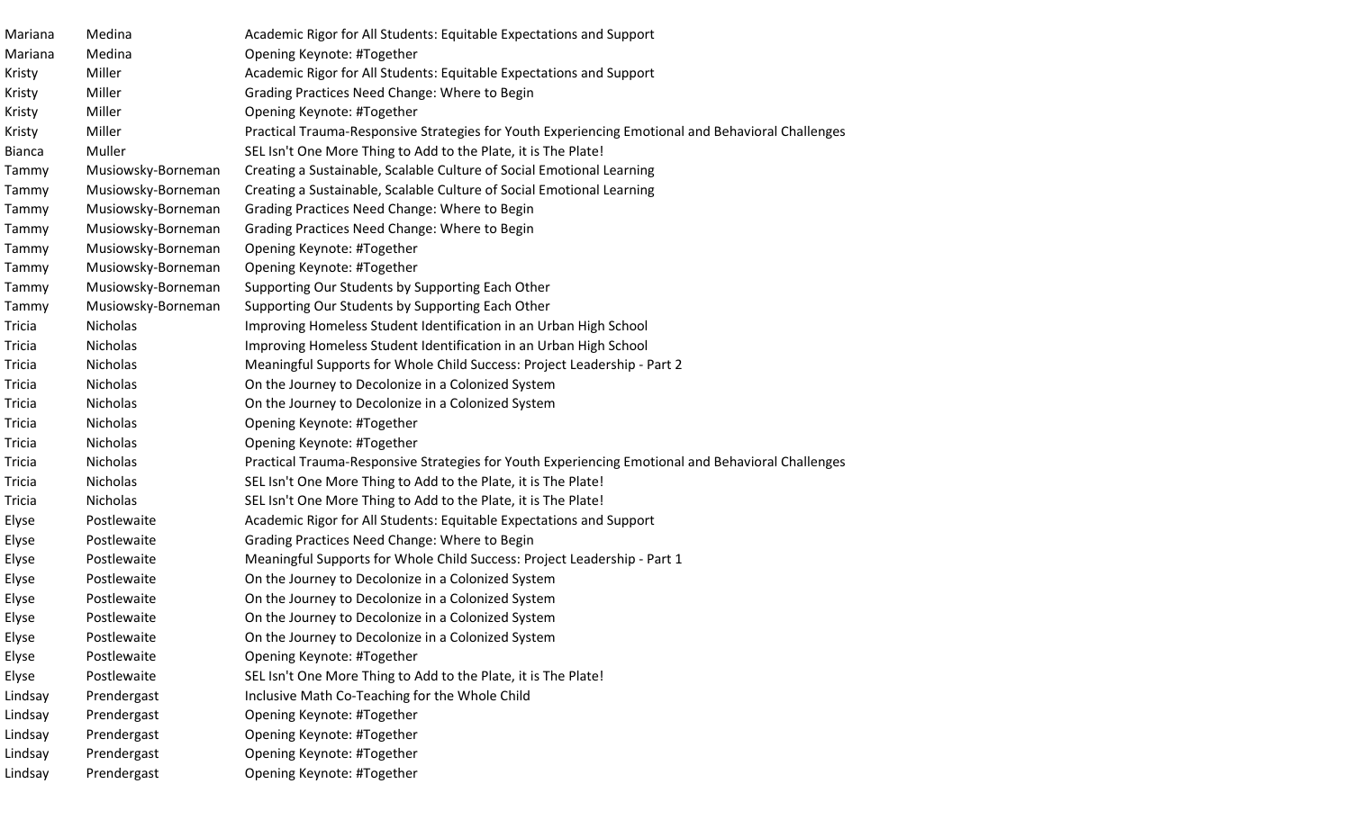| | | |
|---|---|---|
| Mariana | Medina | Academic Rigor for All Students: Equitable Expectations and Support |
| Mariana | Medina | Opening Keynote: #Together |
| Kristy | Miller | Academic Rigor for All Students: Equitable Expectations and Support |
| Kristy | Miller | Grading Practices Need Change: Where to Begin |
| Kristy | Miller | Opening Keynote: #Together |
| Kristy | Miller | Practical Trauma-Responsive Strategies for Youth Experiencing Emotional and Behavioral Challenges |
| Bianca | Muller | SEL Isn't One More Thing to Add to the Plate, it is The Plate! |
| Tammy | Musiowsky-Borneman | Creating a Sustainable, Scalable Culture of Social Emotional Learning |
| Tammy | Musiowsky-Borneman | Creating a Sustainable, Scalable Culture of Social Emotional Learning |
| Tammy | Musiowsky-Borneman | Grading Practices Need Change: Where to Begin |
| Tammy | Musiowsky-Borneman | Grading Practices Need Change: Where to Begin |
| Tammy | Musiowsky-Borneman | Opening Keynote: #Together |
| Tammy | Musiowsky-Borneman | Opening Keynote: #Together |
| Tammy | Musiowsky-Borneman | Supporting Our Students by Supporting Each Other |
| Tammy | Musiowsky-Borneman | Supporting Our Students by Supporting Each Other |
| Tricia | Nicholas | Improving Homeless Student Identification in an Urban High School |
| Tricia | Nicholas | Improving Homeless Student Identification in an Urban High School |
| Tricia | Nicholas | Meaningful Supports for Whole Child Success: Project Leadership - Part 2 |
| Tricia | Nicholas | On the Journey to Decolonize in a Colonized System |
| Tricia | Nicholas | On the Journey to Decolonize in a Colonized System |
| Tricia | Nicholas | Opening Keynote: #Together |
| Tricia | Nicholas | Opening Keynote: #Together |
| Tricia | Nicholas | Practical Trauma-Responsive Strategies for Youth Experiencing Emotional and Behavioral Challenges |
| Tricia | Nicholas | SEL Isn't One More Thing to Add to the Plate, it is The Plate! |
| Tricia | Nicholas | SEL Isn't One More Thing to Add to the Plate, it is The Plate! |
| Elyse | Postlewaite | Academic Rigor for All Students: Equitable Expectations and Support |
| Elyse | Postlewaite | Grading Practices Need Change: Where to Begin |
| Elyse | Postlewaite | Meaningful Supports for Whole Child Success: Project Leadership - Part 1 |
| Elyse | Postlewaite | On the Journey to Decolonize in a Colonized System |
| Elyse | Postlewaite | On the Journey to Decolonize in a Colonized System |
| Elyse | Postlewaite | On the Journey to Decolonize in a Colonized System |
| Elyse | Postlewaite | On the Journey to Decolonize in a Colonized System |
| Elyse | Postlewaite | Opening Keynote: #Together |
| Elyse | Postlewaite | SEL Isn't One More Thing to Add to the Plate, it is The Plate! |
| Lindsay | Prendergast | Inclusive Math Co-Teaching for the Whole Child |
| Lindsay | Prendergast | Opening Keynote: #Together |
| Lindsay | Prendergast | Opening Keynote: #Together |
| Lindsay | Prendergast | Opening Keynote: #Together |
| Lindsay | Prendergast | Opening Keynote: #Together |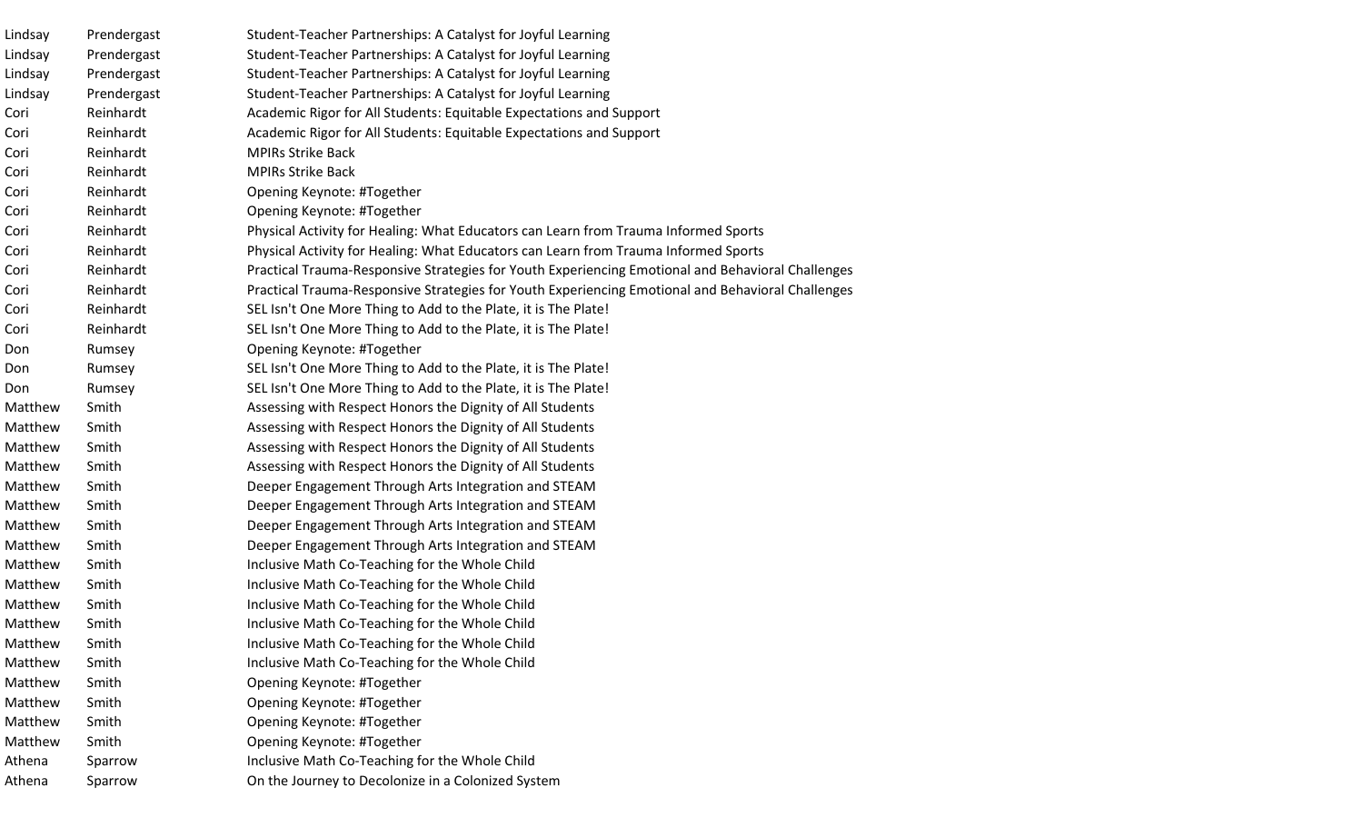| | | |
|---|---|---|
| Lindsay | Prendergast | Student-Teacher Partnerships: A Catalyst for Joyful Learning |
| Lindsay | Prendergast | Student-Teacher Partnerships: A Catalyst for Joyful Learning |
| Lindsay | Prendergast | Student-Teacher Partnerships: A Catalyst for Joyful Learning |
| Lindsay | Prendergast | Student-Teacher Partnerships: A Catalyst for Joyful Learning |
| Cori | Reinhardt | Academic Rigor for All Students: Equitable Expectations and Support |
| Cori | Reinhardt | Academic Rigor for All Students: Equitable Expectations and Support |
| Cori | Reinhardt | MPIRs Strike Back |
| Cori | Reinhardt | MPIRs Strike Back |
| Cori | Reinhardt | Opening Keynote: #Together |
| Cori | Reinhardt | Opening Keynote: #Together |
| Cori | Reinhardt | Physical Activity for Healing: What Educators can Learn from Trauma Informed Sports |
| Cori | Reinhardt | Physical Activity for Healing: What Educators can Learn from Trauma Informed Sports |
| Cori | Reinhardt | Practical Trauma-Responsive Strategies for Youth Experiencing Emotional and Behavioral Challenges |
| Cori | Reinhardt | Practical Trauma-Responsive Strategies for Youth Experiencing Emotional and Behavioral Challenges |
| Cori | Reinhardt | SEL Isn't One More Thing to Add to the Plate, it is The Plate! |
| Cori | Reinhardt | SEL Isn't One More Thing to Add to the Plate, it is The Plate! |
| Don | Rumsey | Opening Keynote: #Together |
| Don | Rumsey | SEL Isn't One More Thing to Add to the Plate, it is The Plate! |
| Don | Rumsey | SEL Isn't One More Thing to Add to the Plate, it is The Plate! |
| Matthew | Smith | Assessing with Respect Honors the Dignity of All Students |
| Matthew | Smith | Assessing with Respect Honors the Dignity of All Students |
| Matthew | Smith | Assessing with Respect Honors the Dignity of All Students |
| Matthew | Smith | Assessing with Respect Honors the Dignity of All Students |
| Matthew | Smith | Deeper Engagement Through Arts Integration and STEAM |
| Matthew | Smith | Deeper Engagement Through Arts Integration and STEAM |
| Matthew | Smith | Deeper Engagement Through Arts Integration and STEAM |
| Matthew | Smith | Deeper Engagement Through Arts Integration and STEAM |
| Matthew | Smith | Inclusive Math Co-Teaching for the Whole Child |
| Matthew | Smith | Inclusive Math Co-Teaching for the Whole Child |
| Matthew | Smith | Inclusive Math Co-Teaching for the Whole Child |
| Matthew | Smith | Inclusive Math Co-Teaching for the Whole Child |
| Matthew | Smith | Inclusive Math Co-Teaching for the Whole Child |
| Matthew | Smith | Inclusive Math Co-Teaching for the Whole Child |
| Matthew | Smith | Opening Keynote: #Together |
| Matthew | Smith | Opening Keynote: #Together |
| Matthew | Smith | Opening Keynote: #Together |
| Matthew | Smith | Opening Keynote: #Together |
| Athena | Sparrow | Inclusive Math Co-Teaching for the Whole Child |
| Athena | Sparrow | On the Journey to Decolonize in a Colonized System |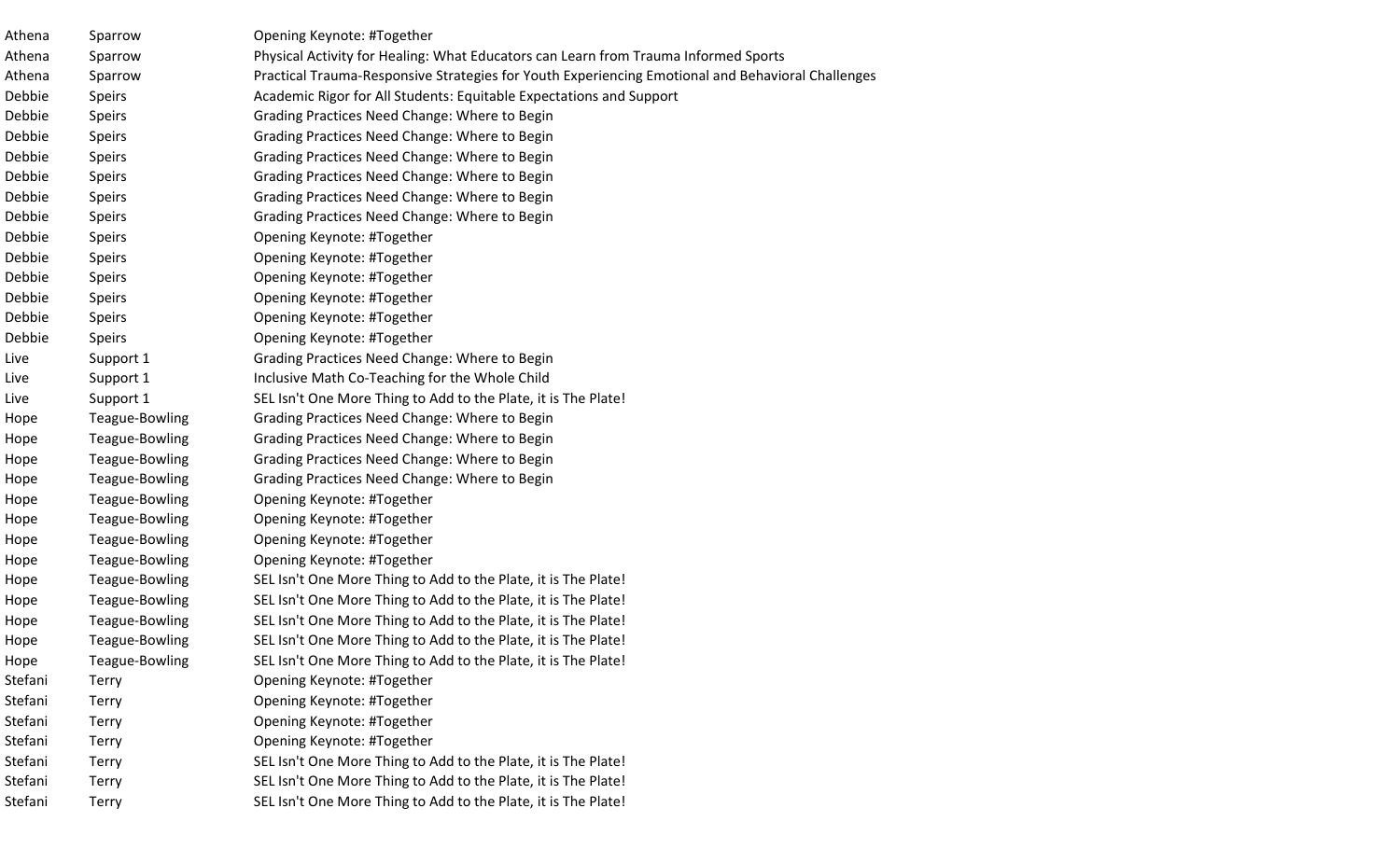| | | |
|---|---|---|
| Athena | Sparrow | Opening Keynote: #Together |
| Athena | Sparrow | Physical Activity for Healing: What Educators can Learn from Trauma Informed Sports |
| Athena | Sparrow | Practical Trauma-Responsive Strategies for Youth Experiencing Emotional and Behavioral Challenges |
| Debbie | Speirs | Academic Rigor for All Students: Equitable Expectations and Support |
| Debbie | Speirs | Grading Practices Need Change: Where to Begin |
| Debbie | Speirs | Grading Practices Need Change: Where to Begin |
| Debbie | Speirs | Grading Practices Need Change: Where to Begin |
| Debbie | Speirs | Grading Practices Need Change: Where to Begin |
| Debbie | Speirs | Grading Practices Need Change: Where to Begin |
| Debbie | Speirs | Grading Practices Need Change: Where to Begin |
| Debbie | Speirs | Opening Keynote: #Together |
| Debbie | Speirs | Opening Keynote: #Together |
| Debbie | Speirs | Opening Keynote: #Together |
| Debbie | Speirs | Opening Keynote: #Together |
| Debbie | Speirs | Opening Keynote: #Together |
| Debbie | Speirs | Opening Keynote: #Together |
| Live | Support 1 | Grading Practices Need Change: Where to Begin |
| Live | Support 1 | Inclusive Math Co-Teaching for the Whole Child |
| Live | Support 1 | SEL Isn't One More Thing to Add to the Plate, it is The Plate! |
| Hope | Teague-Bowling | Grading Practices Need Change: Where to Begin |
| Hope | Teague-Bowling | Grading Practices Need Change: Where to Begin |
| Hope | Teague-Bowling | Grading Practices Need Change: Where to Begin |
| Hope | Teague-Bowling | Grading Practices Need Change: Where to Begin |
| Hope | Teague-Bowling | Opening Keynote: #Together |
| Hope | Teague-Bowling | Opening Keynote: #Together |
| Hope | Teague-Bowling | Opening Keynote: #Together |
| Hope | Teague-Bowling | Opening Keynote: #Together |
| Hope | Teague-Bowling | SEL Isn't One More Thing to Add to the Plate, it is The Plate! |
| Hope | Teague-Bowling | SEL Isn't One More Thing to Add to the Plate, it is The Plate! |
| Hope | Teague-Bowling | SEL Isn't One More Thing to Add to the Plate, it is The Plate! |
| Hope | Teague-Bowling | SEL Isn't One More Thing to Add to the Plate, it is The Plate! |
| Hope | Teague-Bowling | SEL Isn't One More Thing to Add to the Plate, it is The Plate! |
| Stefani | Terry | Opening Keynote: #Together |
| Stefani | Terry | Opening Keynote: #Together |
| Stefani | Terry | Opening Keynote: #Together |
| Stefani | Terry | Opening Keynote: #Together |
| Stefani | Terry | SEL Isn't One More Thing to Add to the Plate, it is The Plate! |
| Stefani | Terry | SEL Isn't One More Thing to Add to the Plate, it is The Plate! |
| Stefani | Terry | SEL Isn't One More Thing to Add to the Plate, it is The Plate! |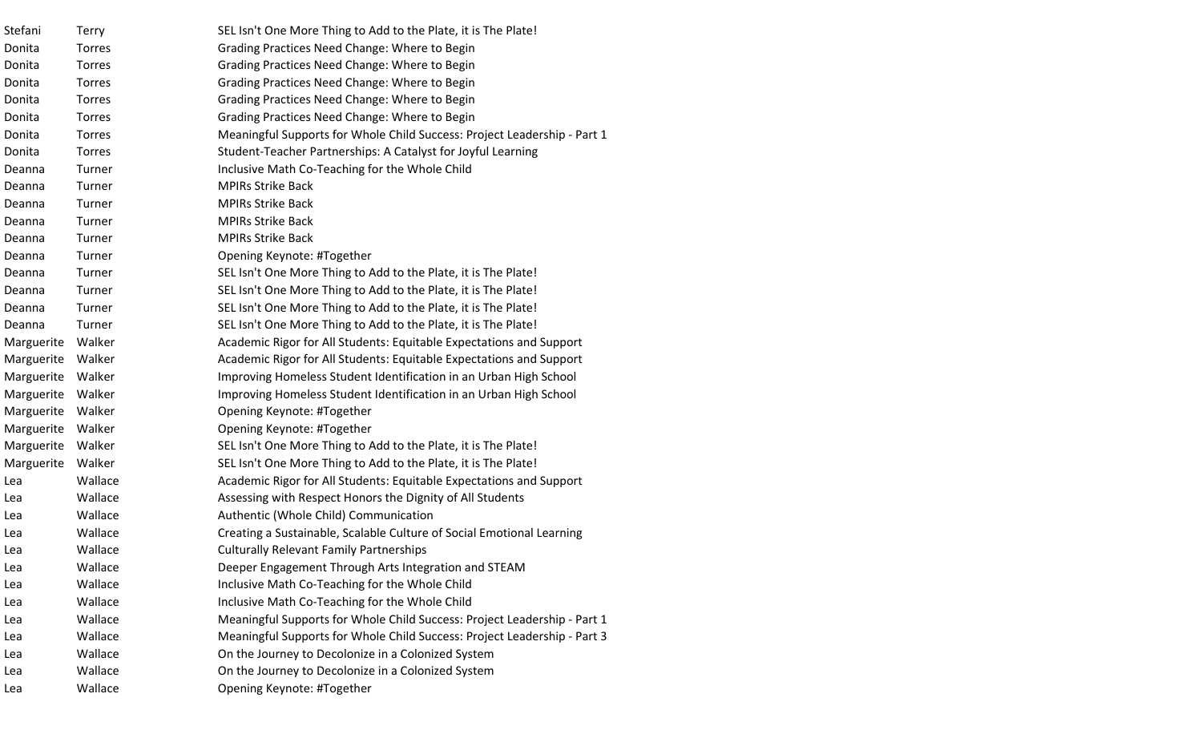| | | |
|---|---|---|
| Stefani | Terry | SEL Isn't One More Thing to Add to the Plate, it is The Plate! |
| Donita | Torres | Grading Practices Need Change: Where to Begin |
| Donita | Torres | Grading Practices Need Change: Where to Begin |
| Donita | Torres | Grading Practices Need Change: Where to Begin |
| Donita | Torres | Grading Practices Need Change: Where to Begin |
| Donita | Torres | Grading Practices Need Change: Where to Begin |
| Donita | Torres | Meaningful Supports for Whole Child Success: Project Leadership - Part 1 |
| Donita | Torres | Student-Teacher Partnerships: A Catalyst for Joyful Learning |
| Deanna | Turner | Inclusive Math Co-Teaching for the Whole Child |
| Deanna | Turner | MPIRs Strike Back |
| Deanna | Turner | MPIRs Strike Back |
| Deanna | Turner | MPIRs Strike Back |
| Deanna | Turner | MPIRs Strike Back |
| Deanna | Turner | Opening Keynote: #Together |
| Deanna | Turner | SEL Isn't One More Thing to Add to the Plate, it is The Plate! |
| Deanna | Turner | SEL Isn't One More Thing to Add to the Plate, it is The Plate! |
| Deanna | Turner | SEL Isn't One More Thing to Add to the Plate, it is The Plate! |
| Deanna | Turner | SEL Isn't One More Thing to Add to the Plate, it is The Plate! |
| Marguerite | Walker | Academic Rigor for All Students: Equitable Expectations and Support |
| Marguerite | Walker | Academic Rigor for All Students: Equitable Expectations and Support |
| Marguerite | Walker | Improving Homeless Student Identification in an Urban High School |
| Marguerite | Walker | Improving Homeless Student Identification in an Urban High School |
| Marguerite | Walker | Opening Keynote: #Together |
| Marguerite | Walker | Opening Keynote: #Together |
| Marguerite | Walker | SEL Isn't One More Thing to Add to the Plate, it is The Plate! |
| Marguerite | Walker | SEL Isn't One More Thing to Add to the Plate, it is The Plate! |
| Lea | Wallace | Academic Rigor for All Students: Equitable Expectations and Support |
| Lea | Wallace | Assessing with Respect Honors the Dignity of All Students |
| Lea | Wallace | Authentic (Whole Child) Communication |
| Lea | Wallace | Creating a Sustainable, Scalable Culture of Social Emotional Learning |
| Lea | Wallace | Culturally Relevant Family Partnerships |
| Lea | Wallace | Deeper Engagement Through Arts Integration and STEAM |
| Lea | Wallace | Inclusive Math Co-Teaching for the Whole Child |
| Lea | Wallace | Inclusive Math Co-Teaching for the Whole Child |
| Lea | Wallace | Meaningful Supports for Whole Child Success: Project Leadership - Part 1 |
| Lea | Wallace | Meaningful Supports for Whole Child Success: Project Leadership - Part 3 |
| Lea | Wallace | On the Journey to Decolonize in a Colonized System |
| Lea | Wallace | On the Journey to Decolonize in a Colonized System |
| Lea | Wallace | Opening Keynote: #Together |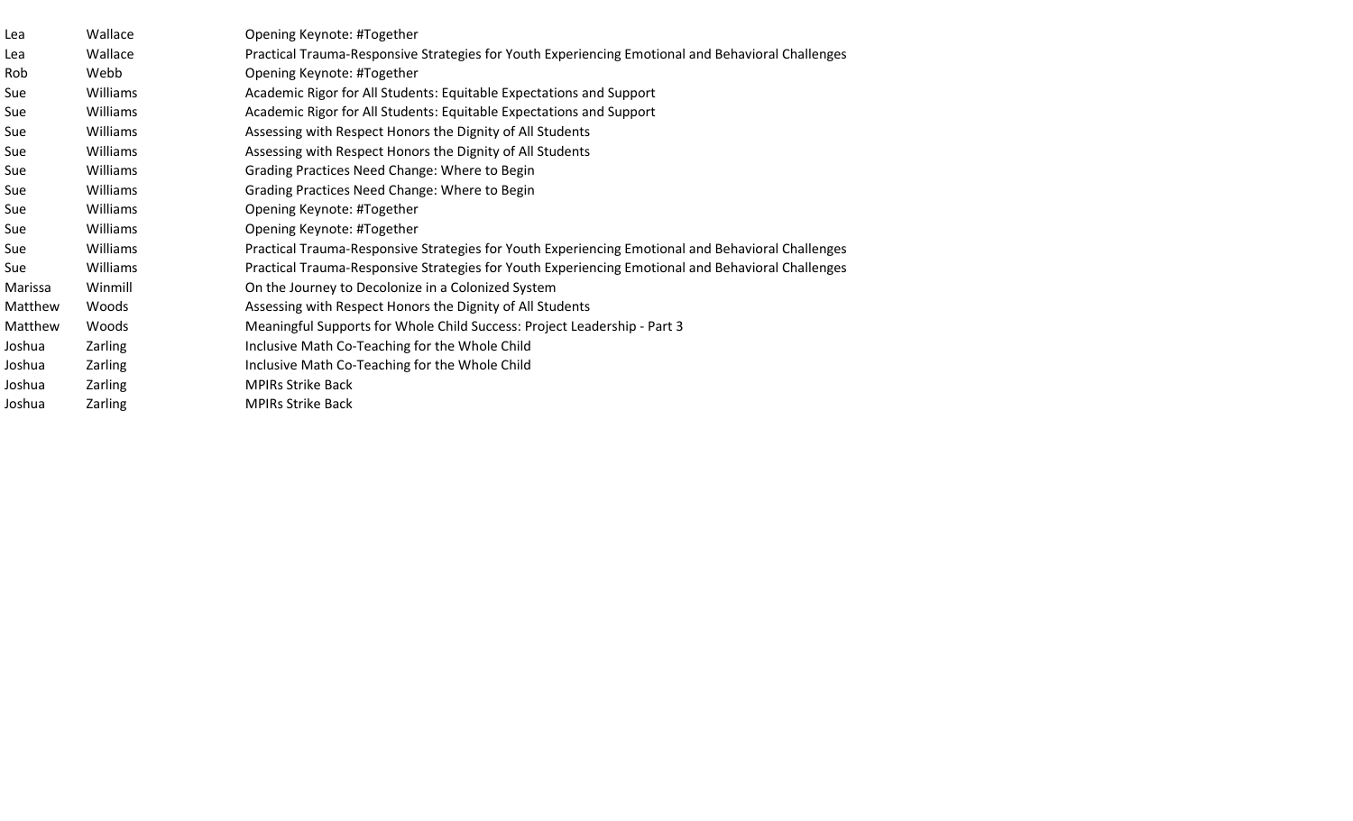| | | |
|---|---|---|
| Lea | Wallace | Opening Keynote: #Together |
| Lea | Wallace | Practical Trauma-Responsive Strategies for Youth Experiencing Emotional and Behavioral Challenges |
| Rob | Webb | Opening Keynote: #Together |
| Sue | Williams | Academic Rigor for All Students: Equitable Expectations and Support |
| Sue | Williams | Academic Rigor for All Students: Equitable Expectations and Support |
| Sue | Williams | Assessing with Respect Honors the Dignity of All Students |
| Sue | Williams | Assessing with Respect Honors the Dignity of All Students |
| Sue | Williams | Grading Practices Need Change: Where to Begin |
| Sue | Williams | Grading Practices Need Change: Where to Begin |
| Sue | Williams | Opening Keynote: #Together |
| Sue | Williams | Opening Keynote: #Together |
| Sue | Williams | Practical Trauma-Responsive Strategies for Youth Experiencing Emotional and Behavioral Challenges |
| Sue | Williams | Practical Trauma-Responsive Strategies for Youth Experiencing Emotional and Behavioral Challenges |
| Marissa | Winmill | On the Journey to Decolonize in a Colonized System |
| Matthew | Woods | Assessing with Respect Honors the Dignity of All Students |
| Matthew | Woods | Meaningful Supports for Whole Child Success: Project Leadership - Part 3 |
| Joshua | Zarling | Inclusive Math Co-Teaching for the Whole Child |
| Joshua | Zarling | Inclusive Math Co-Teaching for the Whole Child |
| Joshua | Zarling | MPIRs Strike Back |
| Joshua | Zarling | MPIRs Strike Back |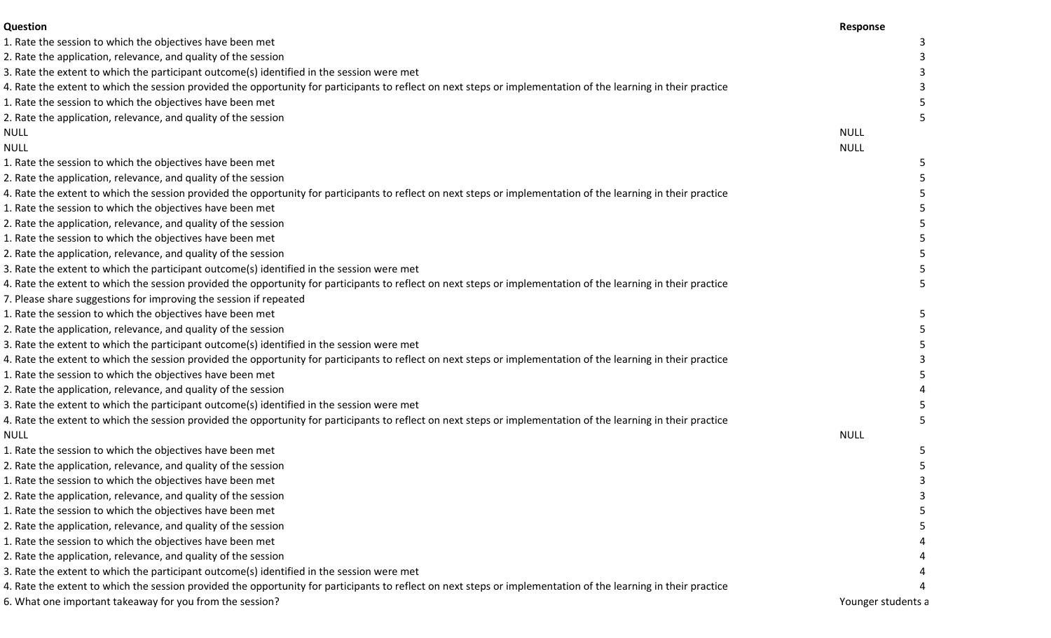| Question | Response |
|---|---|
| 1. Rate the session to which the objectives have been met | 3 |
| 2. Rate the application, relevance, and quality of the session | 3 |
| 3. Rate the extent to which the participant outcome(s) identified in the session were met | 3 |
| 4. Rate the extent to which the session provided the opportunity for participants to reflect on next steps or implementation of the learning in their practice | 3 |
| 1. Rate the session to which the objectives have been met | 5 |
| 2. Rate the application, relevance, and quality of the session | 5 |
| NULL | NULL |
| NULL | NULL |
| 1. Rate the session to which the objectives have been met | 5 |
| 2. Rate the application, relevance, and quality of the session | 5 |
| 4. Rate the extent to which the session provided the opportunity for participants to reflect on next steps or implementation of the learning in their practice | 5 |
| 1. Rate the session to which the objectives have been met | 5 |
| 2. Rate the application, relevance, and quality of the session | 5 |
| 1. Rate the session to which the objectives have been met | 5 |
| 2. Rate the application, relevance, and quality of the session | 5 |
| 3. Rate the extent to which the participant outcome(s) identified in the session were met | 5 |
| 4. Rate the extent to which the session provided the opportunity for participants to reflect on next steps or implementation of the learning in their practice | 5 |
| 7. Please share suggestions for improving the session if repeated | |
| 1. Rate the session to which the objectives have been met | 5 |
| 2. Rate the application, relevance, and quality of the session | 5 |
| 3. Rate the extent to which the participant outcome(s) identified in the session were met | 5 |
| 4. Rate the extent to which the session provided the opportunity for participants to reflect on next steps or implementation of the learning in their practice | 3 |
| 1. Rate the session to which the objectives have been met | 5 |
| 2. Rate the application, relevance, and quality of the session | 4 |
| 3. Rate the extent to which the participant outcome(s) identified in the session were met | 5 |
| 4. Rate the extent to which the session provided the opportunity for participants to reflect on next steps or implementation of the learning in their practice | 5 |
| NULL | NULL |
| 1. Rate the session to which the objectives have been met | 5 |
| 2. Rate the application, relevance, and quality of the session | 5 |
| 1. Rate the session to which the objectives have been met | 3 |
| 2. Rate the application, relevance, and quality of the session | 3 |
| 1. Rate the session to which the objectives have been met | 5 |
| 2. Rate the application, relevance, and quality of the session | 5 |
| 1. Rate the session to which the objectives have been met | 4 |
| 2. Rate the application, relevance, and quality of the session | 4 |
| 3. Rate the extent to which the participant outcome(s) identified in the session were met | 4 |
| 4. Rate the extent to which the session provided the opportunity for participants to reflect on next steps or implementation of the learning in their practice | 4 |
| 6. What one important takeaway for you from the session? | Younger students a |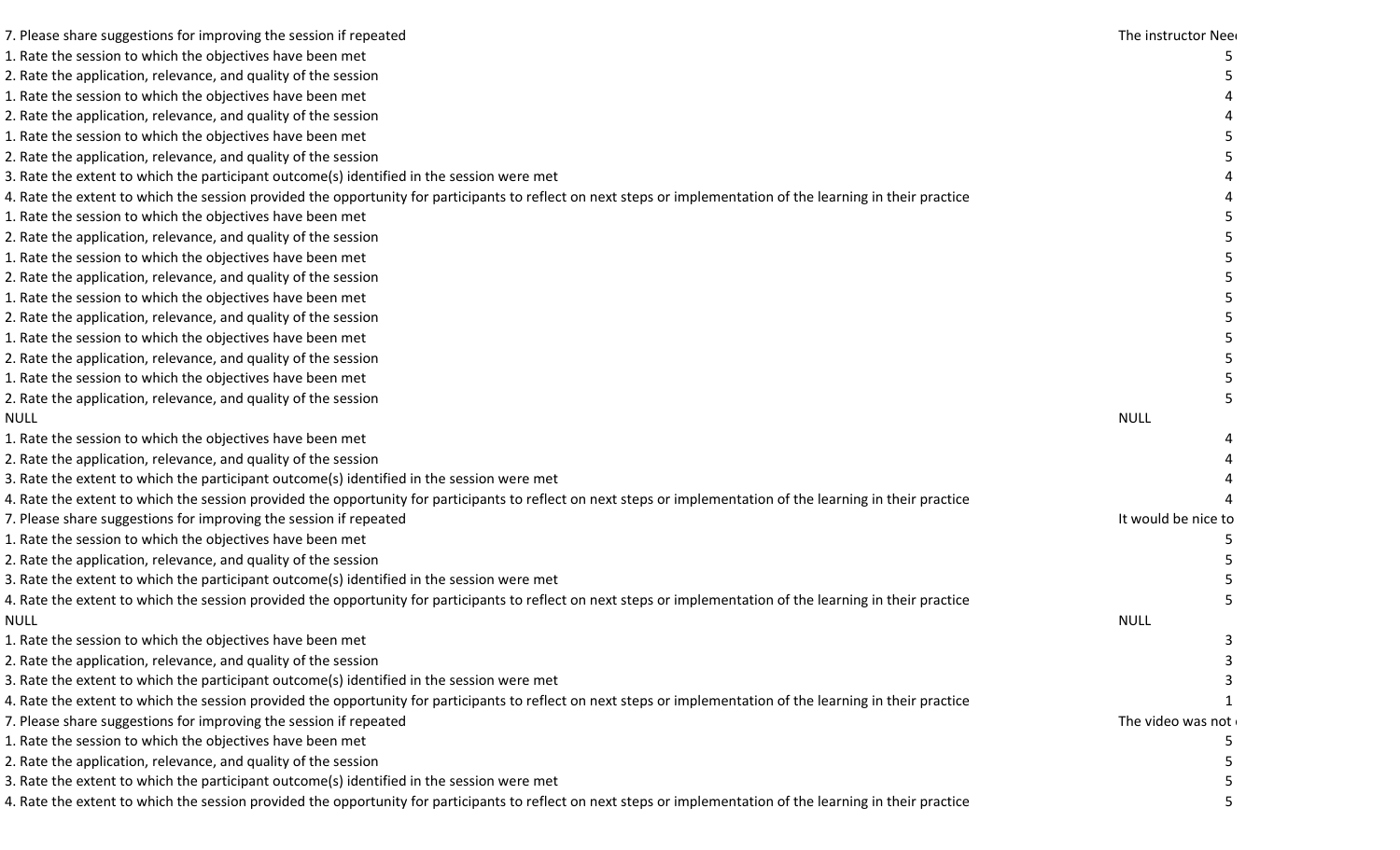| | |
|---|---|
| 7. Please share suggestions for improving the session if repeated | The instructor Nee |
| 1. Rate the session to which the objectives have been met | 5 |
| 2. Rate the application, relevance, and quality of the session | 5 |
| 1. Rate the session to which the objectives have been met | 4 |
| 2. Rate the application, relevance, and quality of the session | 4 |
| 1. Rate the session to which the objectives have been met | 5 |
| 2. Rate the application, relevance, and quality of the session | 5 |
| 3. Rate the extent to which the participant outcome(s) identified in the session were met | 4 |
| 4. Rate the extent to which the session provided the opportunity for participants to reflect on next steps or implementation of the learning in their practice | 4 |
| 1. Rate the session to which the objectives have been met | 5 |
| 2. Rate the application, relevance, and quality of the session | 5 |
| 1. Rate the session to which the objectives have been met | 5 |
| 2. Rate the application, relevance, and quality of the session | 5 |
| 1. Rate the session to which the objectives have been met | 5 |
| 2. Rate the application, relevance, and quality of the session | 5 |
| 1. Rate the session to which the objectives have been met | 5 |
| 2. Rate the application, relevance, and quality of the session | 5 |
| 1. Rate the session to which the objectives have been met | 5 |
| 2. Rate the application, relevance, and quality of the session | 5 |
| NULL | NULL |
| 1. Rate the session to which the objectives have been met | 4 |
| 2. Rate the application, relevance, and quality of the session | 4 |
| 3. Rate the extent to which the participant outcome(s) identified in the session were met | 4 |
| 4. Rate the extent to which the session provided the opportunity for participants to reflect on next steps or implementation of the learning in their practice | 4 |
| 7. Please share suggestions for improving the session if repeated | It would be nice to |
| 1. Rate the session to which the objectives have been met | 5 |
| 2. Rate the application, relevance, and quality of the session | 5 |
| 3. Rate the extent to which the participant outcome(s) identified in the session were met | 5 |
| 4. Rate the extent to which the session provided the opportunity for participants to reflect on next steps or implementation of the learning in their practice | 5 |
| NULL | NULL |
| 1. Rate the session to which the objectives have been met | 3 |
| 2. Rate the application, relevance, and quality of the session | 3 |
| 3. Rate the extent to which the participant outcome(s) identified in the session were met | 3 |
| 4. Rate the extent to which the session provided the opportunity for participants to reflect on next steps or implementation of the learning in their practice | 1 |
| 7. Please share suggestions for improving the session if repeated | The video was not |
| 1. Rate the session to which the objectives have been met | 5 |
| 2. Rate the application, relevance, and quality of the session | 5 |
| 3. Rate the extent to which the participant outcome(s) identified in the session were met | 5 |
| 4. Rate the extent to which the session provided the opportunity for participants to reflect on next steps or implementation of the learning in their practice | 5 |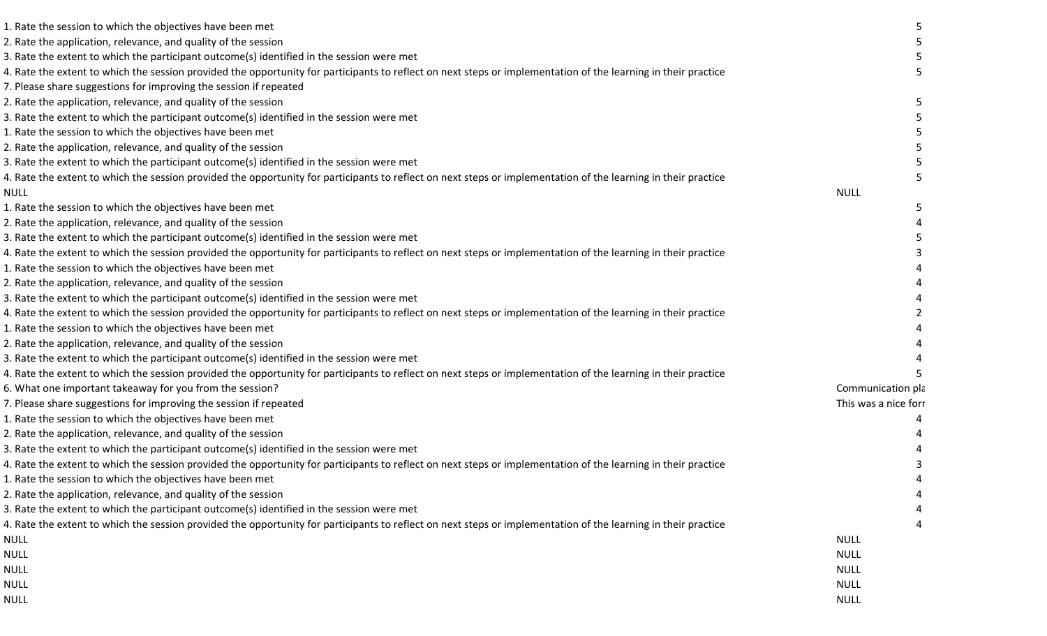| | |
|---|---|
| 1. Rate the session to which the objectives have been met | 5 |
| 2. Rate the application, relevance, and quality of the session | 5 |
| 3. Rate the extent to which the participant outcome(s) identified in the session were met | 5 |
| 4. Rate the extent to which the session provided the opportunity for participants to reflect on next steps or implementation of the learning in their practice | 5 |
| 7. Please share suggestions for improving the session if repeated | |
| 2. Rate the application, relevance, and quality of the session | 5 |
| 3. Rate the extent to which the participant outcome(s) identified in the session were met | 5 |
| 1. Rate the session to which the objectives have been met | 5 |
| 2. Rate the application, relevance, and quality of the session | 5 |
| 3. Rate the extent to which the participant outcome(s) identified in the session were met | 5 |
| 4. Rate the extent to which the session provided the opportunity for participants to reflect on next steps or implementation of the learning in their practice | 5 |
| NULL | NULL |
| 1. Rate the session to which the objectives have been met | 5 |
| 2. Rate the application, relevance, and quality of the session | 4 |
| 3. Rate the extent to which the participant outcome(s) identified in the session were met | 5 |
| 4. Rate the extent to which the session provided the opportunity for participants to reflect on next steps or implementation of the learning in their practice | 3 |
| 1. Rate the session to which the objectives have been met | 4 |
| 2. Rate the application, relevance, and quality of the session | 4 |
| 3. Rate the extent to which the participant outcome(s) identified in the session were met | 4 |
| 4. Rate the extent to which the session provided the opportunity for participants to reflect on next steps or implementation of the learning in their practice | 2 |
| 1. Rate the session to which the objectives have been met | 4 |
| 2. Rate the application, relevance, and quality of the session | 4 |
| 3. Rate the extent to which the participant outcome(s) identified in the session were met | 4 |
| 4. Rate the extent to which the session provided the opportunity for participants to reflect on next steps or implementation of the learning in their practice | 5 |
| 6. What one important takeaway for you from the session? | Communication pla |
| 7. Please share suggestions for improving the session if repeated | This was a nice forr |
| 1. Rate the session to which the objectives have been met | 4 |
| 2. Rate the application, relevance, and quality of the session | 4 |
| 3. Rate the extent to which the participant outcome(s) identified in the session were met | 4 |
| 4. Rate the extent to which the session provided the opportunity for participants to reflect on next steps or implementation of the learning in their practice | 3 |
| 1. Rate the session to which the objectives have been met | 4 |
| 2. Rate the application, relevance, and quality of the session | 4 |
| 3. Rate the extent to which the participant outcome(s) identified in the session were met | 4 |
| 4. Rate the extent to which the session provided the opportunity for participants to reflect on next steps or implementation of the learning in their practice | 4 |
| NULL | NULL |
| NULL | NULL |
| NULL | NULL |
| NULL | NULL |
| NULL | NULL |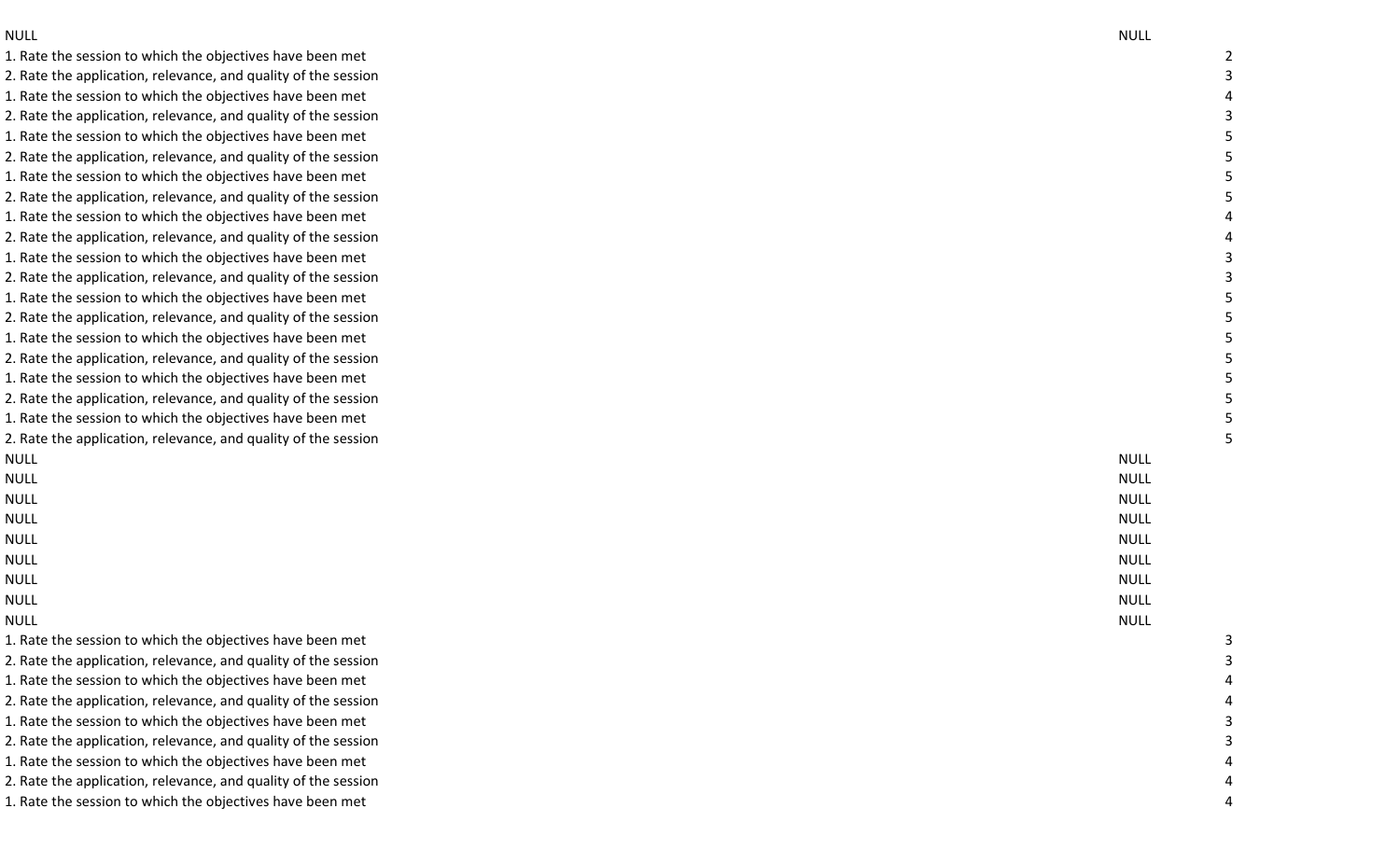| | | |
|---|---|---|
| NULL | NULL | |
| 1. Rate the session to which the objectives have been met | | 2 |
| 2. Rate the application, relevance, and quality of the session | | 3 |
| 1. Rate the session to which the objectives have been met | | 4 |
| 2. Rate the application, relevance, and quality of the session | | 3 |
| 1. Rate the session to which the objectives have been met | | 5 |
| 2. Rate the application, relevance, and quality of the session | | 5 |
| 1. Rate the session to which the objectives have been met | | 5 |
| 2. Rate the application, relevance, and quality of the session | | 5 |
| 1. Rate the session to which the objectives have been met | | 4 |
| 2. Rate the application, relevance, and quality of the session | | 4 |
| 1. Rate the session to which the objectives have been met | | 3 |
| 2. Rate the application, relevance, and quality of the session | | 3 |
| 1. Rate the session to which the objectives have been met | | 5 |
| 2. Rate the application, relevance, and quality of the session | | 5 |
| 1. Rate the session to which the objectives have been met | | 5 |
| 2. Rate the application, relevance, and quality of the session | | 5 |
| 1. Rate the session to which the objectives have been met | | 5 |
| 2. Rate the application, relevance, and quality of the session | | 5 |
| 1. Rate the session to which the objectives have been met | | 5 |
| 2. Rate the application, relevance, and quality of the session | | 5 |
| NULL | NULL | |
| NULL | NULL | |
| NULL | NULL | |
| NULL | NULL | |
| NULL | NULL | |
| NULL | NULL | |
| NULL | NULL | |
| NULL | NULL | |
| NULL | NULL | |
| 1. Rate the session to which the objectives have been met | | 3 |
| 2. Rate the application, relevance, and quality of the session | | 3 |
| 1. Rate the session to which the objectives have been met | | 4 |
| 2. Rate the application, relevance, and quality of the session | | 4 |
| 1. Rate the session to which the objectives have been met | | 3 |
| 2. Rate the application, relevance, and quality of the session | | 3 |
| 1. Rate the session to which the objectives have been met | | 4 |
| 2. Rate the application, relevance, and quality of the session | | 4 |
| 1. Rate the session to which the objectives have been met | | 4 |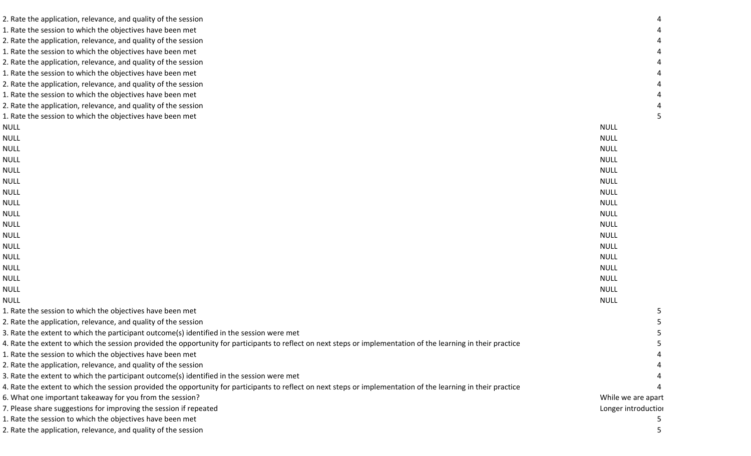| | |
|---|---|
| 2. Rate the application, relevance, and quality of the session | 4 |
| 1. Rate the session to which the objectives have been met | 4 |
| 2. Rate the application, relevance, and quality of the session | 4 |
| 1. Rate the session to which the objectives have been met | 4 |
| 2. Rate the application, relevance, and quality of the session | 4 |
| 1. Rate the session to which the objectives have been met | 4 |
| 2. Rate the application, relevance, and quality of the session | 4 |
| 1. Rate the session to which the objectives have been met | 4 |
| 2. Rate the application, relevance, and quality of the session | 4 |
| 1. Rate the session to which the objectives have been met | 5 |
| NULL | NULL |
| NULL | NULL |
| NULL | NULL |
| NULL | NULL |
| NULL | NULL |
| NULL | NULL |
| NULL | NULL |
| NULL | NULL |
| NULL | NULL |
| NULL | NULL |
| NULL | NULL |
| NULL | NULL |
| NULL | NULL |
| NULL | NULL |
| NULL | NULL |
| NULL | NULL |
| NULL | NULL |
| 1. Rate the session to which the objectives have been met | 5 |
| 2. Rate the application, relevance, and quality of the session | 5 |
| 3. Rate the extent to which the participant outcome(s) identified in the session were met | 5 |
| 4. Rate the extent to which the session provided the opportunity for participants to reflect on next steps or implementation of the learning in their practice | 5 |
| 1. Rate the session to which the objectives have been met | 4 |
| 2. Rate the application, relevance, and quality of the session | 4 |
| 3. Rate the extent to which the participant outcome(s) identified in the session were met | 4 |
| 4. Rate the extent to which the session provided the opportunity for participants to reflect on next steps or implementation of the learning in their practice | 4 |
| 6. What one important takeaway for you from the session? | While we are apart |
| 7. Please share suggestions for improving the session if repeated | Longer introductio |
| 1. Rate the session to which the objectives have been met | 5 |
| 2. Rate the application, relevance, and quality of the session | 5 |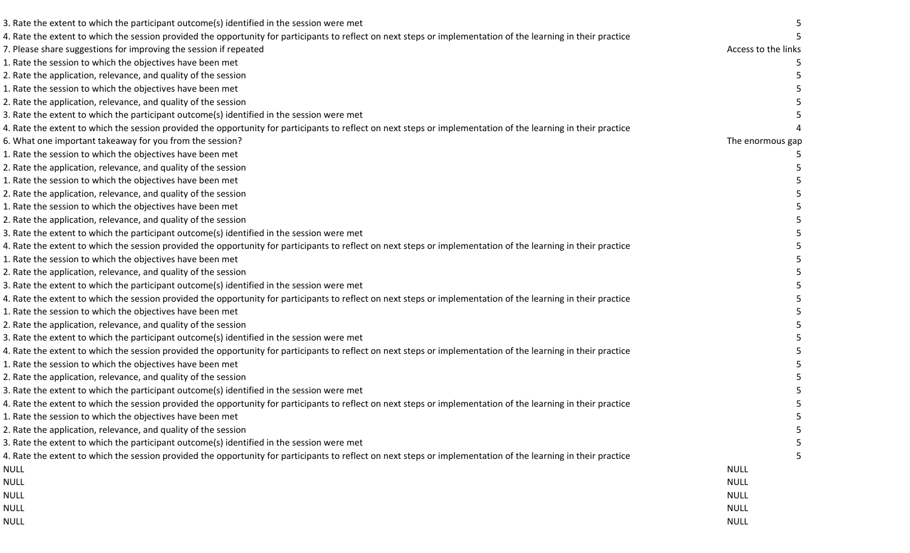| | |
|---|---|
| 3. Rate the extent to which the participant outcome(s) identified in the session were met | 5 |
| 4. Rate the extent to which the session provided the opportunity for participants to reflect on next steps or implementation of the learning in their practice | 5 |
| 7. Please share suggestions for improving the session if repeated | Access to the links |
| 1. Rate the session to which the objectives have been met | 5 |
| 2. Rate the application, relevance, and quality of the session | 5 |
| 1. Rate the session to which the objectives have been met | 5 |
| 2. Rate the application, relevance, and quality of the session | 5 |
| 3. Rate the extent to which the participant outcome(s) identified in the session were met | 5 |
| 4. Rate the extent to which the session provided the opportunity for participants to reflect on next steps or implementation of the learning in their practice | 4 |
| 6. What one important takeaway for you from the session? | The enormous gap |
| 1. Rate the session to which the objectives have been met | 5 |
| 2. Rate the application, relevance, and quality of the session | 5 |
| 1. Rate the session to which the objectives have been met | 5 |
| 2. Rate the application, relevance, and quality of the session | 5 |
| 1. Rate the session to which the objectives have been met | 5 |
| 2. Rate the application, relevance, and quality of the session | 5 |
| 3. Rate the extent to which the participant outcome(s) identified in the session were met | 5 |
| 4. Rate the extent to which the session provided the opportunity for participants to reflect on next steps or implementation of the learning in their practice | 5 |
| 1. Rate the session to which the objectives have been met | 5 |
| 2. Rate the application, relevance, and quality of the session | 5 |
| 3. Rate the extent to which the participant outcome(s) identified in the session were met | 5 |
| 4. Rate the extent to which the session provided the opportunity for participants to reflect on next steps or implementation of the learning in their practice | 5 |
| 1. Rate the session to which the objectives have been met | 5 |
| 2. Rate the application, relevance, and quality of the session | 5 |
| 3. Rate the extent to which the participant outcome(s) identified in the session were met | 5 |
| 4. Rate the extent to which the session provided the opportunity for participants to reflect on next steps or implementation of the learning in their practice | 5 |
| 1. Rate the session to which the objectives have been met | 5 |
| 2. Rate the application, relevance, and quality of the session | 5 |
| 3. Rate the extent to which the participant outcome(s) identified in the session were met | 5 |
| 4. Rate the extent to which the session provided the opportunity for participants to reflect on next steps or implementation of the learning in their practice | 5 |
| 1. Rate the session to which the objectives have been met | 5 |
| 2. Rate the application, relevance, and quality of the session | 5 |
| 3. Rate the extent to which the participant outcome(s) identified in the session were met | 5 |
| 4. Rate the extent to which the session provided the opportunity for participants to reflect on next steps or implementation of the learning in their practice | 5 |
| NULL | NULL |
| NULL | NULL |
| NULL | NULL |
| NULL | NULL |
| NULL | NULL |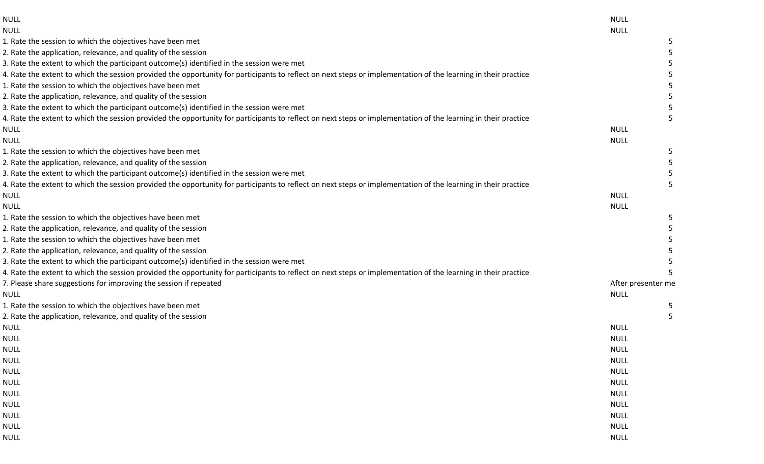| | |
|---|---|
| NULL | NULL |
| NULL | NULL |
| 1. Rate the session to which the objectives have been met | 5 |
| 2. Rate the application, relevance, and quality of the session | 5 |
| 3. Rate the extent to which the participant outcome(s) identified in the session were met | 5 |
| 4. Rate the extent to which the session provided the opportunity for participants to reflect on next steps or implementation of the learning in their practice | 5 |
| 1. Rate the session to which the objectives have been met | 5 |
| 2. Rate the application, relevance, and quality of the session | 5 |
| 3. Rate the extent to which the participant outcome(s) identified in the session were met | 5 |
| 4. Rate the extent to which the session provided the opportunity for participants to reflect on next steps or implementation of the learning in their practice | 5 |
| NULL | NULL |
| NULL | NULL |
| 1. Rate the session to which the objectives have been met | 5 |
| 2. Rate the application, relevance, and quality of the session | 5 |
| 3. Rate the extent to which the participant outcome(s) identified in the session were met | 5 |
| 4. Rate the extent to which the session provided the opportunity for participants to reflect on next steps or implementation of the learning in their practice | 5 |
| NULL | NULL |
| NULL | NULL |
| 1. Rate the session to which the objectives have been met | 5 |
| 2. Rate the application, relevance, and quality of the session | 5 |
| 1. Rate the session to which the objectives have been met | 5 |
| 2. Rate the application, relevance, and quality of the session | 5 |
| 3. Rate the extent to which the participant outcome(s) identified in the session were met | 5 |
| 4. Rate the extent to which the session provided the opportunity for participants to reflect on next steps or implementation of the learning in their practice | 5 |
| 7. Please share suggestions for improving the session if repeated | After presenter me |
| NULL | NULL |
| 1. Rate the session to which the objectives have been met | 5 |
| 2. Rate the application, relevance, and quality of the session | 5 |
| NULL | NULL |
| NULL | NULL |
| NULL | NULL |
| NULL | NULL |
| NULL | NULL |
| NULL | NULL |
| NULL | NULL |
| NULL | NULL |
| NULL | NULL |
| NULL | NULL |
| NULL | NULL |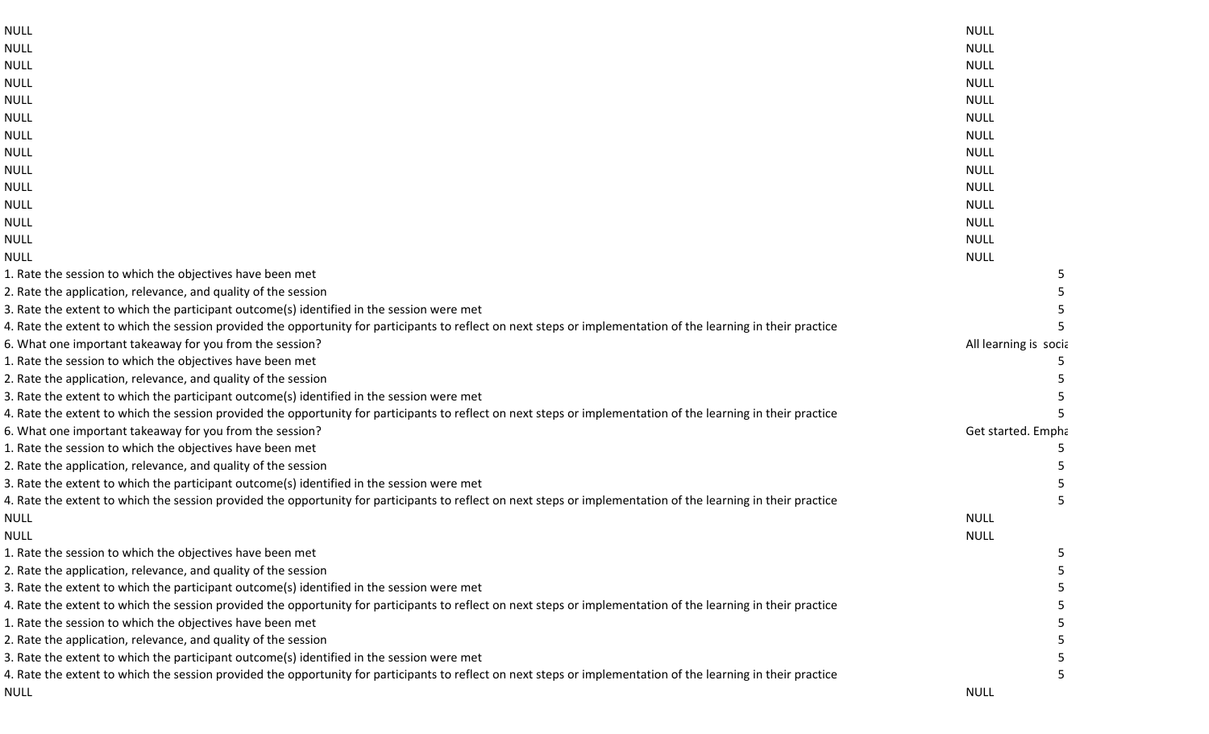| | |
|---|---|
| NULL | NULL |
| NULL | NULL |
| NULL | NULL |
| NULL | NULL |
| NULL | NULL |
| NULL | NULL |
| NULL | NULL |
| NULL | NULL |
| NULL | NULL |
| NULL | NULL |
| NULL | NULL |
| NULL | NULL |
| NULL | NULL |
| NULL | NULL |
| 1. Rate the session to which the objectives have been met | 5 |
| 2. Rate the application, relevance, and quality of the session | 5 |
| 3. Rate the extent to which the participant outcome(s) identified in the session were met | 5 |
| 4. Rate the extent to which the session provided the opportunity for participants to reflect on next steps or implementation of the learning in their practice | 5 |
| 6. What one important takeaway for you from the session? | All learning is socia |
| 1. Rate the session to which the objectives have been met | 5 |
| 2. Rate the application, relevance, and quality of the session | 5 |
| 3. Rate the extent to which the participant outcome(s) identified in the session were met | 5 |
| 4. Rate the extent to which the session provided the opportunity for participants to reflect on next steps or implementation of the learning in their practice | 5 |
| 6. What one important takeaway for you from the session? | Get started. Empha |
| 1. Rate the session to which the objectives have been met | 5 |
| 2. Rate the application, relevance, and quality of the session | 5 |
| 3. Rate the extent to which the participant outcome(s) identified in the session were met | 5 |
| 4. Rate the extent to which the session provided the opportunity for participants to reflect on next steps or implementation of the learning in their practice | 5 |
| NULL | NULL |
| NULL | NULL |
| 1. Rate the session to which the objectives have been met | 5 |
| 2. Rate the application, relevance, and quality of the session | 5 |
| 3. Rate the extent to which the participant outcome(s) identified in the session were met | 5 |
| 4. Rate the extent to which the session provided the opportunity for participants to reflect on next steps or implementation of the learning in their practice | 5 |
| 1. Rate the session to which the objectives have been met | 5 |
| 2. Rate the application, relevance, and quality of the session | 5 |
| 3. Rate the extent to which the participant outcome(s) identified in the session were met | 5 |
| 4. Rate the extent to which the session provided the opportunity for participants to reflect on next steps or implementation of the learning in their practice | 5 |
| NULL | NULL |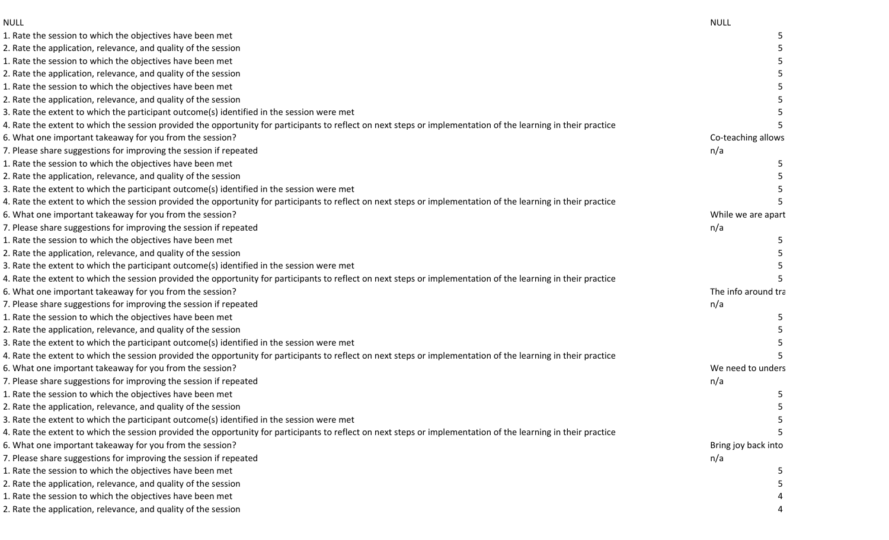| NULL | NULL |
| --- | --- |
| 1. Rate the session to which the objectives have been met | 5 |
| 2. Rate the application, relevance, and quality of the session | 5 |
| 1. Rate the session to which the objectives have been met | 5 |
| 2. Rate the application, relevance, and quality of the session | 5 |
| 1. Rate the session to which the objectives have been met | 5 |
| 2. Rate the application, relevance, and quality of the session | 5 |
| 3. Rate the extent to which the participant outcome(s) identified in the session were met | 5 |
| 4. Rate the extent to which the session provided the opportunity for participants to reflect on next steps or implementation of the learning in their practice | 5 |
| 6. What one important takeaway for you from the session? | Co-teaching allows |
| 7. Please share suggestions for improving the session if repeated | n/a |
| 1. Rate the session to which the objectives have been met | 5 |
| 2. Rate the application, relevance, and quality of the session | 5 |
| 3. Rate the extent to which the participant outcome(s) identified in the session were met | 5 |
| 4. Rate the extent to which the session provided the opportunity for participants to reflect on next steps or implementation of the learning in their practice | 5 |
| 6. What one important takeaway for you from the session? | While we are apart |
| 7. Please share suggestions for improving the session if repeated | n/a |
| 1. Rate the session to which the objectives have been met | 5 |
| 2. Rate the application, relevance, and quality of the session | 5 |
| 3. Rate the extent to which the participant outcome(s) identified in the session were met | 5 |
| 4. Rate the extent to which the session provided the opportunity for participants to reflect on next steps or implementation of the learning in their practice | 5 |
| 6. What one important takeaway for you from the session? | The info around tra |
| 7. Please share suggestions for improving the session if repeated | n/a |
| 1. Rate the session to which the objectives have been met | 5 |
| 2. Rate the application, relevance, and quality of the session | 5 |
| 3. Rate the extent to which the participant outcome(s) identified in the session were met | 5 |
| 4. Rate the extent to which the session provided the opportunity for participants to reflect on next steps or implementation of the learning in their practice | 5 |
| 6. What one important takeaway for you from the session? | We need to unders |
| 7. Please share suggestions for improving the session if repeated | n/a |
| 1. Rate the session to which the objectives have been met | 5 |
| 2. Rate the application, relevance, and quality of the session | 5 |
| 3. Rate the extent to which the participant outcome(s) identified in the session were met | 5 |
| 4. Rate the extent to which the session provided the opportunity for participants to reflect on next steps or implementation of the learning in their practice | 5 |
| 6. What one important takeaway for you from the session? | Bring joy back into |
| 7. Please share suggestions for improving the session if repeated | n/a |
| 1. Rate the session to which the objectives have been met | 5 |
| 2. Rate the application, relevance, and quality of the session | 5 |
| 1. Rate the session to which the objectives have been met | 4 |
| 2. Rate the application, relevance, and quality of the session | 4 |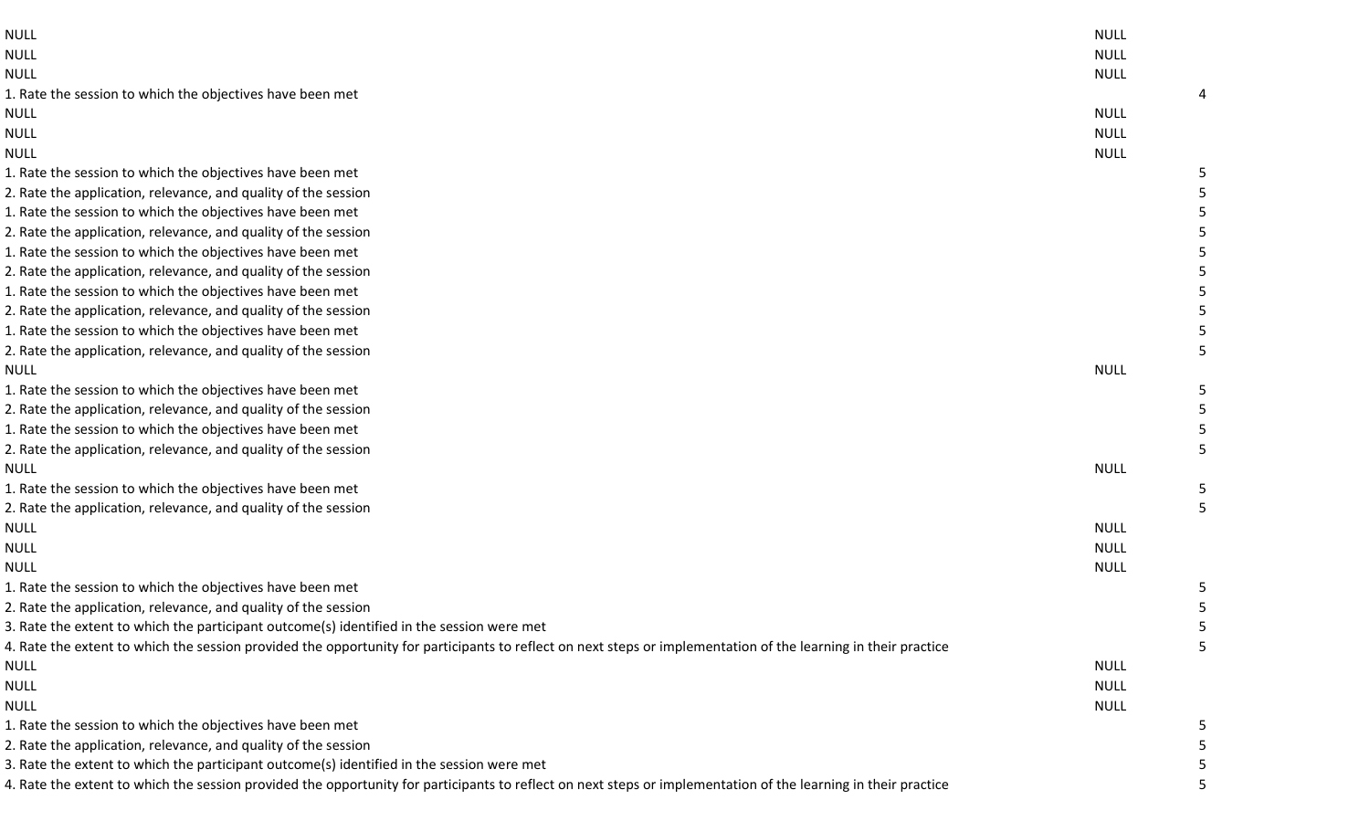| | | |
|---|---|---|
| NULL | NULL | |
| NULL | NULL | |
| NULL | NULL | |
| 1. Rate the session to which the objectives have been met | | 4 |
| NULL | NULL | |
| NULL | NULL | |
| NULL | NULL | |
| 1. Rate the session to which the objectives have been met | | 5 |
| 2. Rate the application, relevance, and quality of the session | | 5 |
| 1. Rate the session to which the objectives have been met | | 5 |
| 2. Rate the application, relevance, and quality of the session | | 5 |
| 1. Rate the session to which the objectives have been met | | 5 |
| 2. Rate the application, relevance, and quality of the session | | 5 |
| 1. Rate the session to which the objectives have been met | | 5 |
| 2. Rate the application, relevance, and quality of the session | | 5 |
| 1. Rate the session to which the objectives have been met | | 5 |
| 2. Rate the application, relevance, and quality of the session | | 5 |
| NULL | NULL | |
| 1. Rate the session to which the objectives have been met | | 5 |
| 2. Rate the application, relevance, and quality of the session | | 5 |
| 1. Rate the session to which the objectives have been met | | 5 |
| 2. Rate the application, relevance, and quality of the session | | 5 |
| NULL | NULL | |
| 1. Rate the session to which the objectives have been met | | 5 |
| 2. Rate the application, relevance, and quality of the session | | 5 |
| NULL | NULL | |
| NULL | NULL | |
| NULL | NULL | |
| 1. Rate the session to which the objectives have been met | | 5 |
| 2. Rate the application, relevance, and quality of the session | | 5 |
| 3. Rate the extent to which the participant outcome(s) identified in the session were met | | 5 |
| 4. Rate the extent to which the session provided the opportunity for participants to reflect on next steps or implementation of the learning in their practice | | 5 |
| NULL | NULL | |
| NULL | NULL | |
| NULL | NULL | |
| 1. Rate the session to which the objectives have been met | | 5 |
| 2. Rate the application, relevance, and quality of the session | | 5 |
| 3. Rate the extent to which the participant outcome(s) identified in the session were met | | 5 |
| 4. Rate the extent to which the session provided the opportunity for participants to reflect on next steps or implementation of the learning in their practice | | 5 |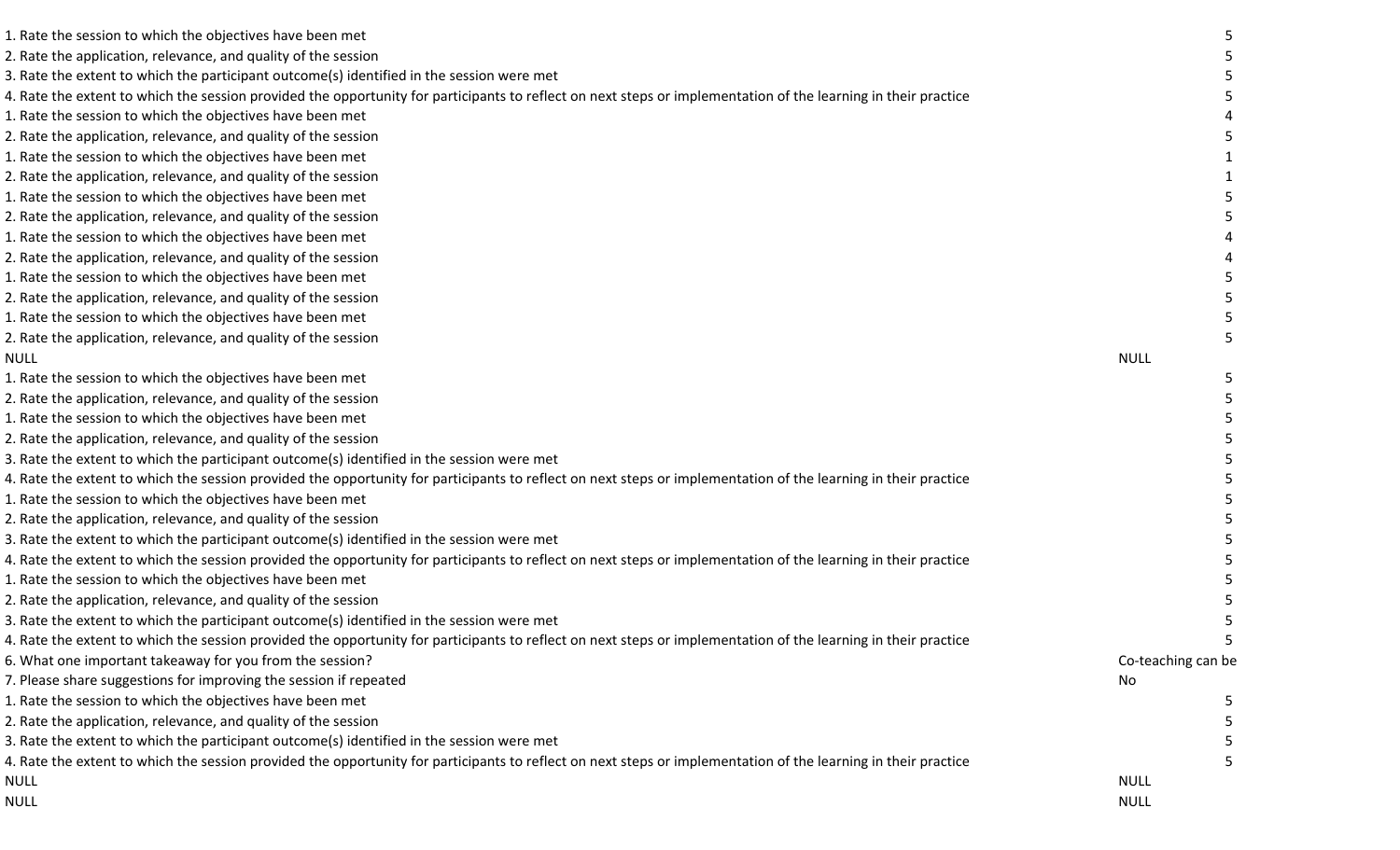| | |
|---|---|
| 1. Rate the session to which the objectives have been met | 5 |
| 2. Rate the application, relevance, and quality of the session | 5 |
| 3. Rate the extent to which the participant outcome(s) identified in the session were met | 5 |
| 4. Rate the extent to which the session provided the opportunity for participants to reflect on next steps or implementation of the learning in their practice | 5 |
| 1. Rate the session to which the objectives have been met | 4 |
| 2. Rate the application, relevance, and quality of the session | 5 |
| 1. Rate the session to which the objectives have been met | 1 |
| 2. Rate the application, relevance, and quality of the session | 1 |
| 1. Rate the session to which the objectives have been met | 5 |
| 2. Rate the application, relevance, and quality of the session | 5 |
| 1. Rate the session to which the objectives have been met | 4 |
| 2. Rate the application, relevance, and quality of the session | 4 |
| 1. Rate the session to which the objectives have been met | 5 |
| 2. Rate the application, relevance, and quality of the session | 5 |
| 1. Rate the session to which the objectives have been met | 5 |
| 2. Rate the application, relevance, and quality of the session | 5 |
| NULL | NULL |
| 1. Rate the session to which the objectives have been met | 5 |
| 2. Rate the application, relevance, and quality of the session | 5 |
| 1. Rate the session to which the objectives have been met | 5 |
| 2. Rate the application, relevance, and quality of the session | 5 |
| 3. Rate the extent to which the participant outcome(s) identified in the session were met | 5 |
| 4. Rate the extent to which the session provided the opportunity for participants to reflect on next steps or implementation of the learning in their practice | 5 |
| 1. Rate the session to which the objectives have been met | 5 |
| 2. Rate the application, relevance, and quality of the session | 5 |
| 3. Rate the extent to which the participant outcome(s) identified in the session were met | 5 |
| 4. Rate the extent to which the session provided the opportunity for participants to reflect on next steps or implementation of the learning in their practice | 5 |
| 1. Rate the session to which the objectives have been met | 5 |
| 2. Rate the application, relevance, and quality of the session | 5 |
| 3. Rate the extent to which the participant outcome(s) identified in the session were met | 5 |
| 4. Rate the extent to which the session provided the opportunity for participants to reflect on next steps or implementation of the learning in their practice | 5 |
| 6. What one important takeaway for you from the session? | Co-teaching can be |
| 7. Please share suggestions for improving the session if repeated | No |
| 1. Rate the session to which the objectives have been met | 5 |
| 2. Rate the application, relevance, and quality of the session | 5 |
| 3. Rate the extent to which the participant outcome(s) identified in the session were met | 5 |
| 4. Rate the extent to which the session provided the opportunity for participants to reflect on next steps or implementation of the learning in their practice | 5 |
| NULL | NULL |
| NULL | NULL |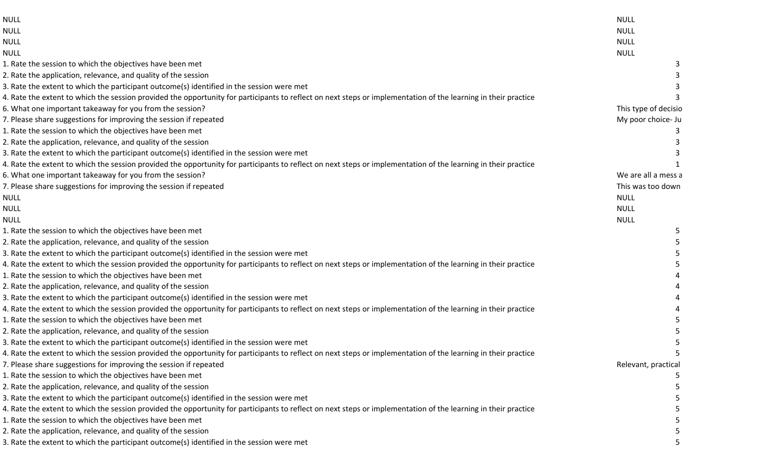| | |
|---|---|
| NULL | NULL |
| NULL | NULL |
| NULL | NULL |
| NULL | NULL |
| 1. Rate the session to which the objectives have been met | 3 |
| 2. Rate the application, relevance, and quality of the session | 3 |
| 3. Rate the extent to which the participant outcome(s) identified in the session were met | 3 |
| 4. Rate the extent to which the session provided the opportunity for participants to reflect on next steps or implementation of the learning in their practice | 3 |
| 6. What one important takeaway for you from the session? | This type of decisio |
| 7. Please share suggestions for improving the session if repeated | My poor choice- Ju |
| 1. Rate the session to which the objectives have been met | 3 |
| 2. Rate the application, relevance, and quality of the session | 3 |
| 3. Rate the extent to which the participant outcome(s) identified in the session were met | 3 |
| 4. Rate the extent to which the session provided the opportunity for participants to reflect on next steps or implementation of the learning in their practice | 1 |
| 6. What one important takeaway for you from the session? | We are all a mess a |
| 7. Please share suggestions for improving the session if repeated | This was too down |
| NULL | NULL |
| NULL | NULL |
| NULL | NULL |
| 1. Rate the session to which the objectives have been met | 5 |
| 2. Rate the application, relevance, and quality of the session | 5 |
| 3. Rate the extent to which the participant outcome(s) identified in the session were met | 5 |
| 4. Rate the extent to which the session provided the opportunity for participants to reflect on next steps or implementation of the learning in their practice | 5 |
| 1. Rate the session to which the objectives have been met | 4 |
| 2. Rate the application, relevance, and quality of the session | 4 |
| 3. Rate the extent to which the participant outcome(s) identified in the session were met | 4 |
| 4. Rate the extent to which the session provided the opportunity for participants to reflect on next steps or implementation of the learning in their practice | 4 |
| 1. Rate the session to which the objectives have been met | 5 |
| 2. Rate the application, relevance, and quality of the session | 5 |
| 3. Rate the extent to which the participant outcome(s) identified in the session were met | 5 |
| 4. Rate the extent to which the session provided the opportunity for participants to reflect on next steps or implementation of the learning in their practice | 5 |
| 7. Please share suggestions for improving the session if repeated | Relevant, practical |
| 1. Rate the session to which the objectives have been met | 5 |
| 2. Rate the application, relevance, and quality of the session | 5 |
| 3. Rate the extent to which the participant outcome(s) identified in the session were met | 5 |
| 4. Rate the extent to which the session provided the opportunity for participants to reflect on next steps or implementation of the learning in their practice | 5 |
| 1. Rate the session to which the objectives have been met | 5 |
| 2. Rate the application, relevance, and quality of the session | 5 |
| 3. Rate the extent to which the participant outcome(s) identified in the session were met | 5 |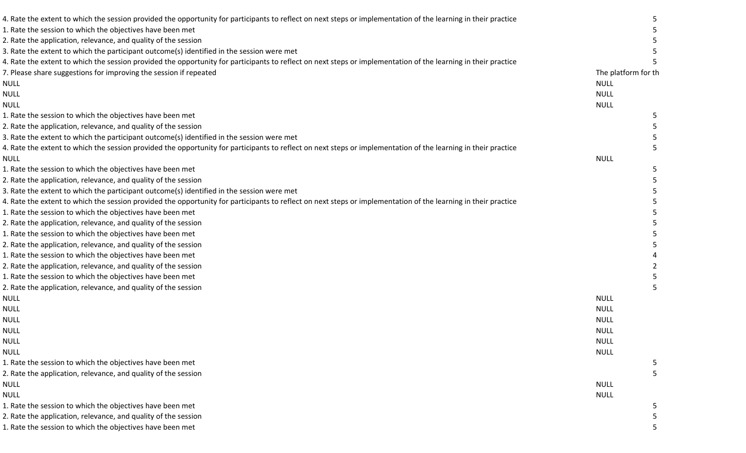| | |
|---|---|
| 4. Rate the extent to which the session provided the opportunity for participants to reflect on next steps or implementation of the learning in their practice | 5 |
| 1. Rate the session to which the objectives have been met | 5 |
| 2. Rate the application, relevance, and quality of the session | 5 |
| 3. Rate the extent to which the participant outcome(s) identified in the session were met | 5 |
| 4. Rate the extent to which the session provided the opportunity for participants to reflect on next steps or implementation of the learning in their practice | 5 |
| 7. Please share suggestions for improving the session if repeated | The platform for th |
| NULL | NULL |
| NULL | NULL |
| NULL | NULL |
| 1. Rate the session to which the objectives have been met | 5 |
| 2. Rate the application, relevance, and quality of the session | 5 |
| 3. Rate the extent to which the participant outcome(s) identified in the session were met | 5 |
| 4. Rate the extent to which the session provided the opportunity for participants to reflect on next steps or implementation of the learning in their practice | 5 |
| NULL | NULL |
| 1. Rate the session to which the objectives have been met | 5 |
| 2. Rate the application, relevance, and quality of the session | 5 |
| 3. Rate the extent to which the participant outcome(s) identified in the session were met | 5 |
| 4. Rate the extent to which the session provided the opportunity for participants to reflect on next steps or implementation of the learning in their practice | 5 |
| 1. Rate the session to which the objectives have been met | 5 |
| 2. Rate the application, relevance, and quality of the session | 5 |
| 1. Rate the session to which the objectives have been met | 5 |
| 2. Rate the application, relevance, and quality of the session | 5 |
| 1. Rate the session to which the objectives have been met | 4 |
| 2. Rate the application, relevance, and quality of the session | 2 |
| 1. Rate the session to which the objectives have been met | 5 |
| 2. Rate the application, relevance, and quality of the session | 5 |
| NULL | NULL |
| NULL | NULL |
| NULL | NULL |
| NULL | NULL |
| NULL | NULL |
| NULL | NULL |
| 1. Rate the session to which the objectives have been met | 5 |
| 2. Rate the application, relevance, and quality of the session | 5 |
| NULL | NULL |
| NULL | NULL |
| 1. Rate the session to which the objectives have been met | 5 |
| 2. Rate the application, relevance, and quality of the session | 5 |
| 1. Rate the session to which the objectives have been met | 5 |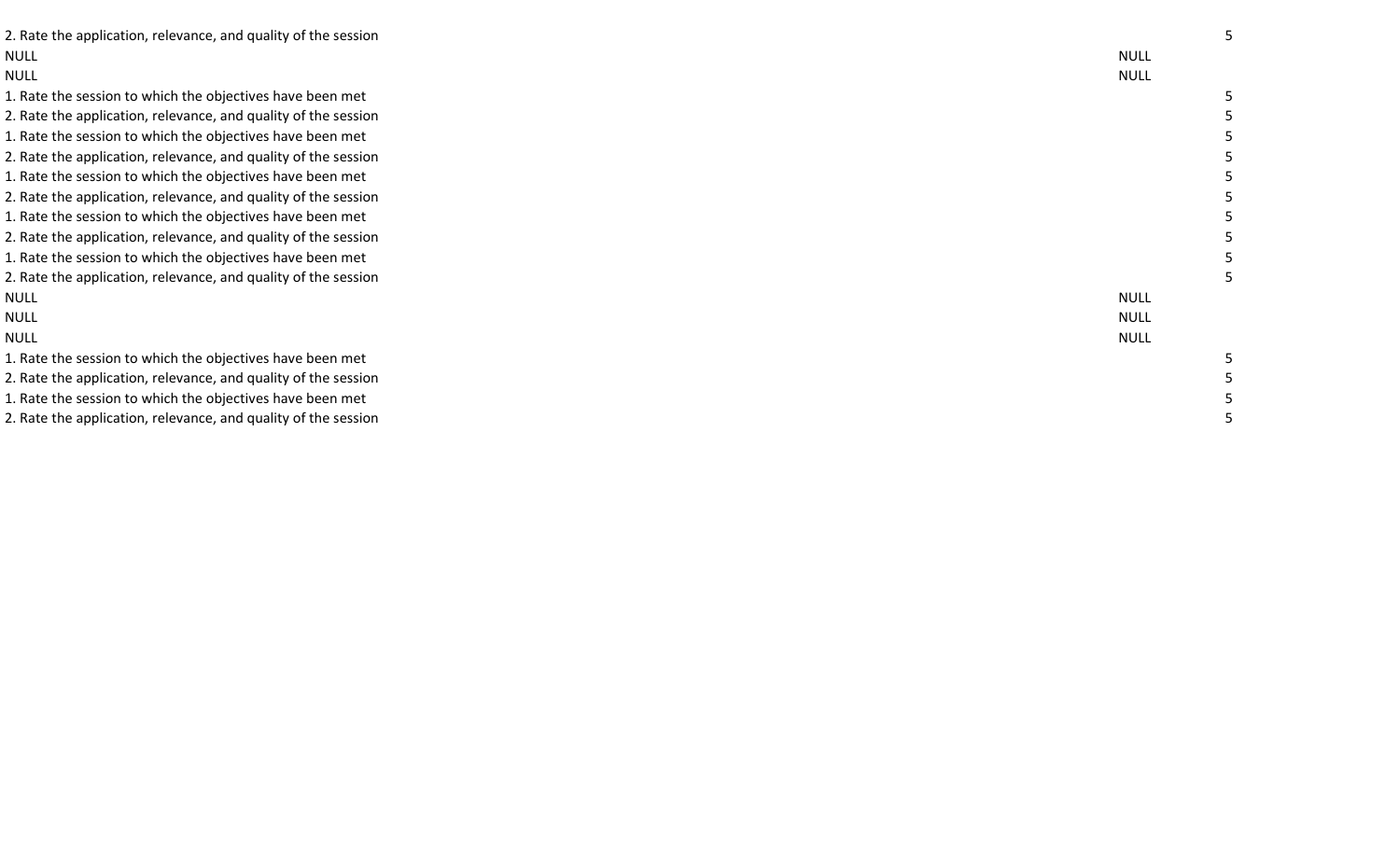| | | |
|---|---|---|
| 2. Rate the application, relevance, and quality of the session | | 5 |
| NULL | NULL | |
| NULL | NULL | |
| 1. Rate the session to which the objectives have been met | | 5 |
| 2. Rate the application, relevance, and quality of the session | | 5 |
| 1. Rate the session to which the objectives have been met | | 5 |
| 2. Rate the application, relevance, and quality of the session | | 5 |
| 1. Rate the session to which the objectives have been met | | 5 |
| 2. Rate the application, relevance, and quality of the session | | 5 |
| 1. Rate the session to which the objectives have been met | | 5 |
| 2. Rate the application, relevance, and quality of the session | | 5 |
| 1. Rate the session to which the objectives have been met | | 5 |
| 2. Rate the application, relevance, and quality of the session | | 5 |
| NULL | NULL | |
| NULL | NULL | |
| NULL | NULL | |
| 1. Rate the session to which the objectives have been met | | 5 |
| 2. Rate the application, relevance, and quality of the session | | 5 |
| 1. Rate the session to which the objectives have been met | | 5 |
| 2. Rate the application, relevance, and quality of the session | | 5 |